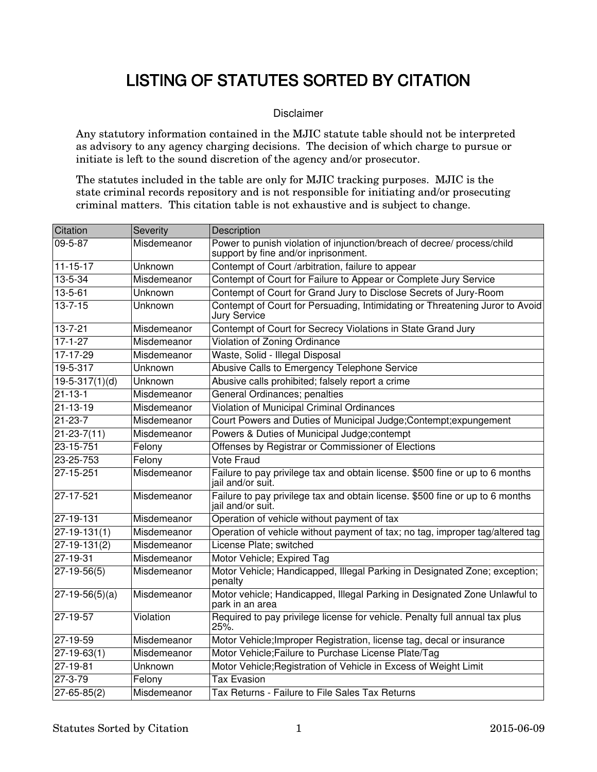# LISTING OF STATUTES SORTED BY CITATION

Disclaimer

Any statutory information contained in the MJIC statute table should not be interpreted as advisory to any agency charging decisions. The decision of which charge to pursue or initiate is left to the sound discretion of the agency and/or prosecutor.

The statutes included in the table are only for MJIC tracking purposes. MJIC is the state criminal records repository and is not responsible for initiating and/or prosecuting criminal matters. This citation table is not exhaustive and is subject to change.

| Citation | Severity | Description |
|---|---|---|
| 09-5-87 | Misdemeanor | Power to punish violation of injunction/breach of decree/ process/child support by fine and/or inprisonment. |
| 11-15-17 | Unknown | Contempt of Court /arbitration, failure to appear |
| 13-5-34 | Misdemeanor | Contempt of Court for Failure to Appear or Complete Jury Service |
| 13-5-61 | Unknown | Contempt of Court for Grand Jury to Disclose Secrets of Jury-Room |
| 13-7-15 | Unknown | Contempt of Court for Persuading, Intimidating or Threatening Juror to Avoid Jury Service |
| 13-7-21 | Misdemeanor | Contempt of Court for Secrecy Violations in State Grand Jury |
| 17-1-27 | Misdemeanor | Violation of Zoning Ordinance |
| 17-17-29 | Misdemeanor | Waste, Solid - Illegal Disposal |
| 19-5-317 | Unknown | Abusive Calls to Emergency Telephone Service |
| 19-5-317(1)(d) | Unknown | Abusive calls prohibited; falsely report a crime |
| 21-13-1 | Misdemeanor | General Ordinances; penalties |
| 21-13-19 | Misdemeanor | Violation of Municipal Criminal Ordinances |
| 21-23-7 | Misdemeanor | Court Powers and Duties of Municipal Judge;Contempt;expungement |
| 21-23-7(11) | Misdemeanor | Powers & Duties of Municipal Judge;contempt |
| 23-15-751 | Felony | Offenses by Registrar or Commissioner of Elections |
| 23-25-753 | Felony | Vote Fraud |
| 27-15-251 | Misdemeanor | Failure to pay privilege tax and obtain license. $500 fine or up to 6 months jail and/or suit. |
| 27-17-521 | Misdemeanor | Failure to pay privilege tax and obtain license. $500 fine or up to 6 months jail and/or suit. |
| 27-19-131 | Misdemeanor | Operation of vehicle without payment of tax |
| 27-19-131(1) | Misdemeanor | Operation of vehicle without payment of tax; no tag, improper tag/altered tag |
| 27-19-131(2) | Misdemeanor | License Plate; switched |
| 27-19-31 | Misdemeanor | Motor Vehicle; Expired Tag |
| 27-19-56(5) | Misdemeanor | Motor Vehicle; Handicapped, Illegal Parking in Designated Zone; exception; penalty |
| 27-19-56(5)(a) | Misdemeanor | Motor vehicle; Handicapped, Illegal Parking in Designated Zone Unlawful to park in an area |
| 27-19-57 | Violation | Required to pay privilege license for vehicle. Penalty full annual tax plus 25%. |
| 27-19-59 | Misdemeanor | Motor Vehicle;Improper Registration, license tag, decal or insurance |
| 27-19-63(1) | Misdemeanor | Motor Vehicle;Failure to Purchase License Plate/Tag |
| 27-19-81 | Unknown | Motor Vehicle;Registration of Vehicle in Excess of Weight Limit |
| 27-3-79 | Felony | Tax Evasion |
| 27-65-85(2) | Misdemeanor | Tax Returns - Failure to File Sales Tax Returns |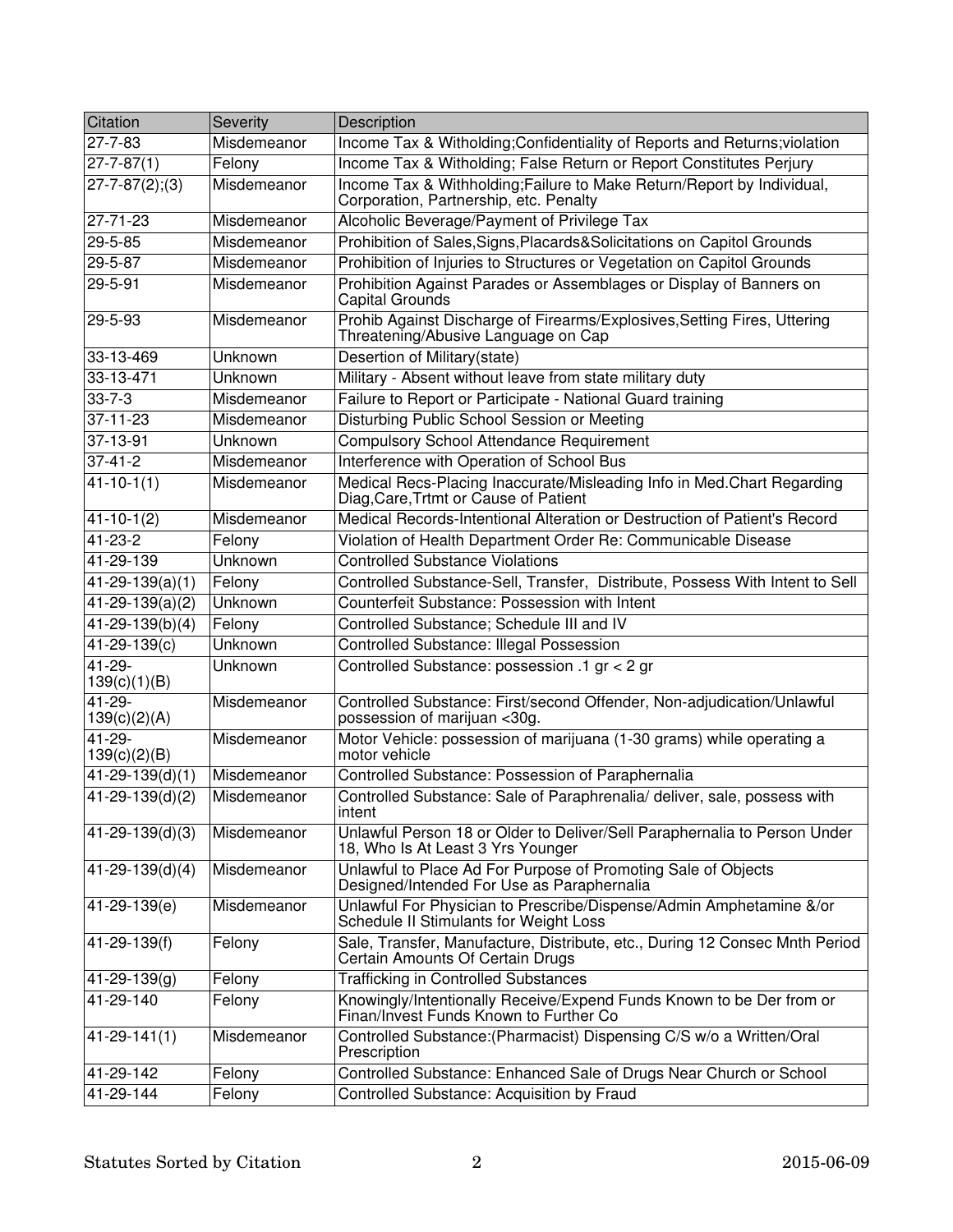| Citation | Severity | Description |
| --- | --- | --- |
| 27-7-83 | Misdemeanor | Income Tax & Witholding;Confidentiality of Reports and Returns;violation |
| 27-7-87(1) | Felony | Income Tax & Witholding; False Return or Report Constitutes Perjury |
| 27-7-87(2);(3) | Misdemeanor | Income Tax & Withholding;Failure to Make Return/Report by Individual, Corporation, Partnership, etc. Penalty |
| 27-71-23 | Misdemeanor | Alcoholic Beverage/Payment of Privilege Tax |
| 29-5-85 | Misdemeanor | Prohibition of Sales,Signs,Placards&Solicitations on Capitol Grounds |
| 29-5-87 | Misdemeanor | Prohibition of Injuries to Structures or Vegetation on Capitol Grounds |
| 29-5-91 | Misdemeanor | Prohibition Against Parades or Assemblages or Display of Banners on Capital Grounds |
| 29-5-93 | Misdemeanor | Prohib Against Discharge of Firearms/Explosives,Setting Fires, Uttering Threatening/Abusive Language on Cap |
| 33-13-469 | Unknown | Desertion of Military(state) |
| 33-13-471 | Unknown | Military - Absent without leave from state military duty |
| 33-7-3 | Misdemeanor | Failure to Report or Participate - National Guard training |
| 37-11-23 | Misdemeanor | Disturbing Public School Session or Meeting |
| 37-13-91 | Unknown | Compulsory School Attendance Requirement |
| 37-41-2 | Misdemeanor | Interference with Operation of School Bus |
| 41-10-1(1) | Misdemeanor | Medical Recs-Placing Inaccurate/Misleading Info in Med.Chart Regarding Diag,Care,Trtmt or Cause of Patient |
| 41-10-1(2) | Misdemeanor | Medical Records-Intentional Alteration or Destruction of Patient's Record |
| 41-23-2 | Felony | Violation of Health Department Order Re: Communicable Disease |
| 41-29-139 | Unknown | Controlled Substance Violations |
| 41-29-139(a)(1) | Felony | Controlled Substance-Sell, Transfer, Distribute, Possess With Intent to Sell |
| 41-29-139(a)(2) | Unknown | Counterfeit Substance: Possession with Intent |
| 41-29-139(b)(4) | Felony | Controlled Substance; Schedule III and IV |
| 41-29-139(c) | Unknown | Controlled Substance: Illegal Possession |
| 41-29-139(c)(1)(B) | Unknown | Controlled Substance: possession .1 gr < 2 gr |
| 41-29-139(c)(2)(A) | Misdemeanor | Controlled Substance: First/second Offender, Non-adjudication/Unlawful possession of marijuan <30g. |
| 41-29-139(c)(2)(B) | Misdemeanor | Motor Vehicle: possession of marijuana (1-30 grams) while operating a motor vehicle |
| 41-29-139(d)(1) | Misdemeanor | Controlled Substance: Possession of Paraphernalia |
| 41-29-139(d)(2) | Misdemeanor | Controlled Substance: Sale of Paraphrenalia/ deliver, sale, possess with intent |
| 41-29-139(d)(3) | Misdemeanor | Unlawful Person 18 or Older to Deliver/Sell Paraphernalia to Person Under 18, Who Is At Least 3 Yrs Younger |
| 41-29-139(d)(4) | Misdemeanor | Unlawful to Place Ad For Purpose of Promoting Sale of Objects Designed/Intended For Use as Paraphernalia |
| 41-29-139(e) | Misdemeanor | Unlawful For Physician to Prescribe/Dispense/Admin Amphetamine &/or Schedule II Stimulants for Weight Loss |
| 41-29-139(f) | Felony | Sale, Transfer, Manufacture, Distribute, etc., During 12 Consec Mnth Period Certain Amounts Of Certain Drugs |
| 41-29-139(g) | Felony | Trafficking in Controlled Substances |
| 41-29-140 | Felony | Knowingly/Intentionally Receive/Expend Funds Known to be Der from or Finan/Invest Funds Known to Further Co |
| 41-29-141(1) | Misdemeanor | Controlled Substance:(Pharmacist) Dispensing C/S w/o a Written/Oral Prescription |
| 41-29-142 | Felony | Controlled Substance: Enhanced Sale of Drugs Near Church or School |
| 41-29-144 | Felony | Controlled Substance: Acquisition by Fraud |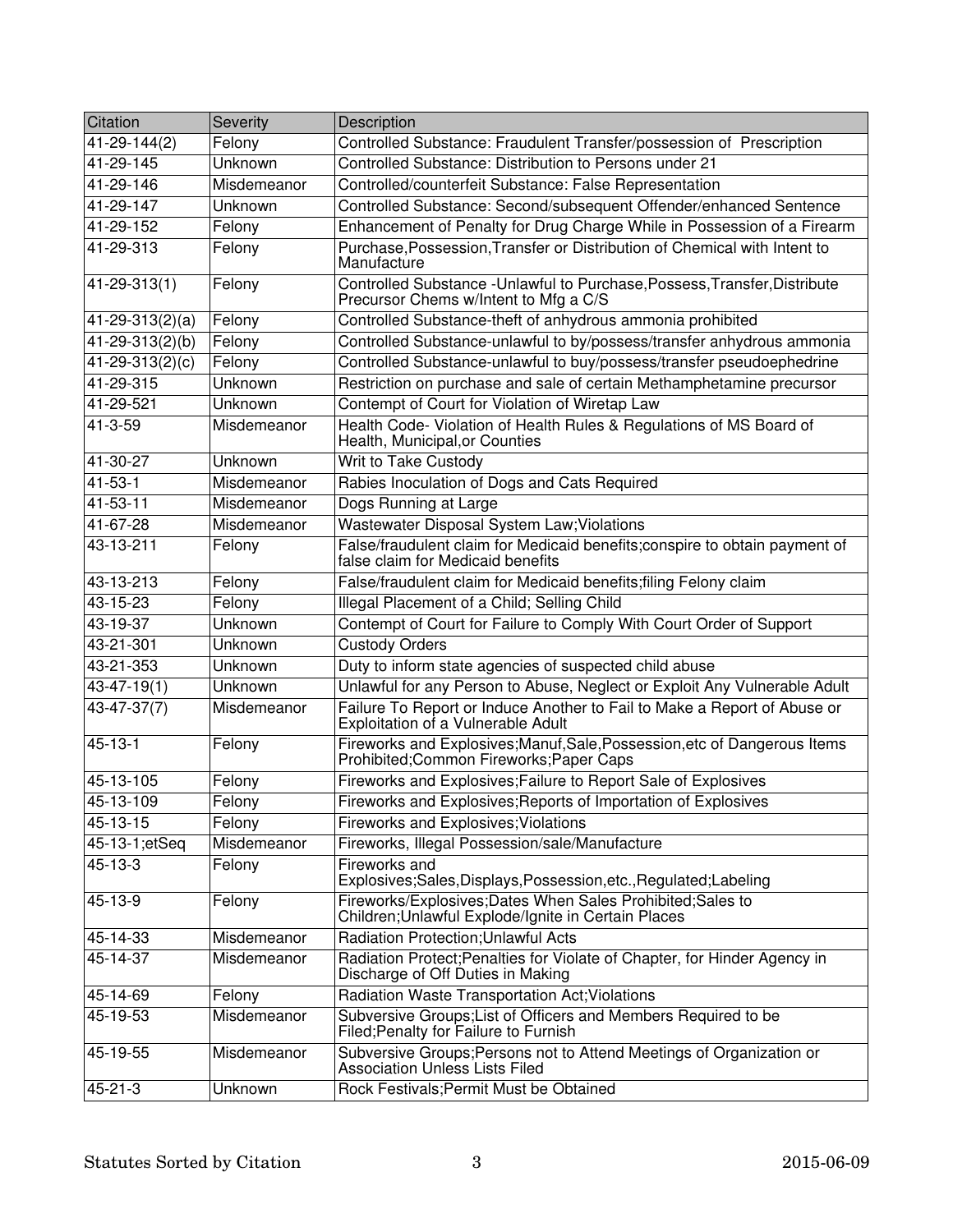| Citation | Severity | Description |
|---|---|---|
| 41-29-144(2) | Felony | Controlled Substance: Fraudulent Transfer/possession of Prescription |
| 41-29-145 | Unknown | Controlled Substance: Distribution to Persons under 21 |
| 41-29-146 | Misdemeanor | Controlled/counterfeit Substance: False Representation |
| 41-29-147 | Unknown | Controlled Substance: Second/subsequent Offender/enhanced Sentence |
| 41-29-152 | Felony | Enhancement of Penalty for Drug Charge While in Possession of a Firearm |
| 41-29-313 | Felony | Purchase,Possession,Transfer or Distribution of Chemical with Intent to Manufacture |
| 41-29-313(1) | Felony | Controlled Substance -Unlawful to Purchase,Possess,Transfer,Distribute Precursor Chems w/Intent to Mfg a C/S |
| 41-29-313(2)(a) | Felony | Controlled Substance-theft of anhydrous ammonia prohibited |
| 41-29-313(2)(b) | Felony | Controlled Substance-unlawful to by/possess/transfer anhydrous ammonia |
| 41-29-313(2)(c) | Felony | Controlled Substance-unlawful to buy/possess/transfer pseudoephedrine |
| 41-29-315 | Unknown | Restriction on purchase and sale of certain Methamphetamine precursor |
| 41-29-521 | Unknown | Contempt of Court for Violation of Wiretap Law |
| 41-3-59 | Misdemeanor | Health Code- Violation of Health Rules & Regulations of MS Board of Health, Municipal,or Counties |
| 41-30-27 | Unknown | Writ to Take Custody |
| 41-53-1 | Misdemeanor | Rabies Inoculation of Dogs and Cats Required |
| 41-53-11 | Misdemeanor | Dogs Running at Large |
| 41-67-28 | Misdemeanor | Wastewater Disposal System Law;Violations |
| 43-13-211 | Felony | False/fraudulent claim for Medicaid benefits;conspire to obtain payment of false claim for Medicaid benefits |
| 43-13-213 | Felony | False/fraudulent claim for Medicaid benefits;filing Felony claim |
| 43-15-23 | Felony | Illegal Placement of a Child; Selling Child |
| 43-19-37 | Unknown | Contempt of Court for Failure to Comply With Court Order of Support |
| 43-21-301 | Unknown | Custody Orders |
| 43-21-353 | Unknown | Duty to inform state agencies of suspected child abuse |
| 43-47-19(1) | Unknown | Unlawful for any Person to Abuse, Neglect or Exploit Any Vulnerable Adult |
| 43-47-37(7) | Misdemeanor | Failure To Report or Induce Another to Fail to Make a Report of Abuse or Exploitation of a Vulnerable Adult |
| 45-13-1 | Felony | Fireworks and Explosives;Manuf,Sale,Possession,etc of Dangerous Items Prohibited;Common Fireworks;Paper Caps |
| 45-13-105 | Felony | Fireworks and Explosives;Failure to Report Sale of Explosives |
| 45-13-109 | Felony | Fireworks and Explosives;Reports of Importation of Explosives |
| 45-13-15 | Felony | Fireworks and Explosives;Violations |
| 45-13-1;etSeq | Misdemeanor | Fireworks, Illegal Possession/sale/Manufacture |
| 45-13-3 | Felony | Fireworks and Explosives;Sales,Displays,Possession,etc.,Regulated;Labeling |
| 45-13-9 | Felony | Fireworks/Explosives;Dates When Sales Prohibited;Sales to Children;Unlawful Explode/Ignite in Certain Places |
| 45-14-33 | Misdemeanor | Radiation Protection;Unlawful Acts |
| 45-14-37 | Misdemeanor | Radiation Protect;Penalties for Violate of Chapter, for Hinder Agency in Discharge of Off Duties in Making |
| 45-14-69 | Felony | Radiation Waste Transportation Act;Violations |
| 45-19-53 | Misdemeanor | Subversive Groups;List of Officers and Members Required to be Filed;Penalty for Failure to Furnish |
| 45-19-55 | Misdemeanor | Subversive Groups;Persons not to Attend Meetings of Organization or Association Unless Lists Filed |
| 45-21-3 | Unknown | Rock Festivals;Permit Must be Obtained |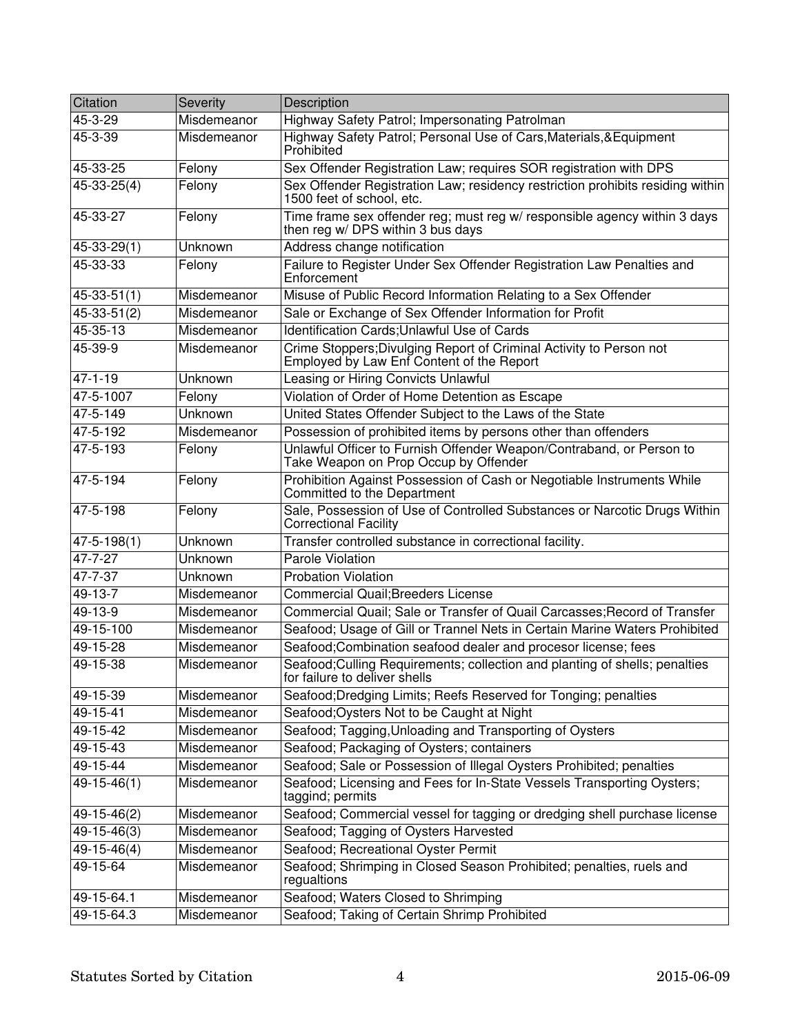| Citation | Severity | Description |
|---|---|---|
| 45-3-29 | Misdemeanor | Highway Safety Patrol; Impersonating Patrolman |
| 45-3-39 | Misdemeanor | Highway Safety Patrol; Personal Use of Cars,Materials,&Equipment Prohibited |
| 45-33-25 | Felony | Sex Offender Registration Law; requires SOR registration with DPS |
| 45-33-25(4) | Felony | Sex Offender Registration Law; residency restriction prohibits residing within 1500 feet of school, etc. |
| 45-33-27 | Felony | Time frame sex offender reg; must reg w/ responsible agency within 3 days then reg w/ DPS within 3 bus days |
| 45-33-29(1) | Unknown | Address change notification |
| 45-33-33 | Felony | Failure to Register Under Sex Offender Registration Law Penalties and Enforcement |
| 45-33-51(1) | Misdemeanor | Misuse of Public Record Information Relating to a Sex Offender |
| 45-33-51(2) | Misdemeanor | Sale or Exchange of Sex Offender Information for Profit |
| 45-35-13 | Misdemeanor | Identification Cards;Unlawful Use of Cards |
| 45-39-9 | Misdemeanor | Crime Stoppers;Divulging Report of Criminal Activity to Person not Employed by Law Enf Content of the Report |
| 47-1-19 | Unknown | Leasing or Hiring Convicts Unlawful |
| 47-5-1007 | Felony | Violation of Order of Home Detention as Escape |
| 47-5-149 | Unknown | United States Offender Subject to the Laws of the State |
| 47-5-192 | Misdemeanor | Possession of prohibited items by persons other than offenders |
| 47-5-193 | Felony | Unlawful Officer to Furnish Offender Weapon/Contraband, or Person to Take Weapon on Prop Occup by Offender |
| 47-5-194 | Felony | Prohibition Against Possession of Cash or Negotiable Instruments While Committed to the Department |
| 47-5-198 | Felony | Sale, Possession of Use of Controlled Substances or Narcotic Drugs Within Correctional Facility |
| 47-5-198(1) | Unknown | Transfer controlled substance in correctional facility. |
| 47-7-27 | Unknown | Parole Violation |
| 47-7-37 | Unknown | Probation Violation |
| 49-13-7 | Misdemeanor | Commercial Quail;Breeders License |
| 49-13-9 | Misdemeanor | Commercial Quail; Sale or Transfer of Quail Carcasses;Record of Transfer |
| 49-15-100 | Misdemeanor | Seafood; Usage of Gill or Trannel Nets in Certain Marine Waters Prohibited |
| 49-15-28 | Misdemeanor | Seafood;Combination seafood dealer and procesor license; fees |
| 49-15-38 | Misdemeanor | Seafood;Culling Requirements; collection and planting of shells; penalties for failure to deliver shells |
| 49-15-39 | Misdemeanor | Seafood;Dredging Limits; Reefs Reserved for Tonging; penalties |
| 49-15-41 | Misdemeanor | Seafood;Oysters Not to be Caught at Night |
| 49-15-42 | Misdemeanor | Seafood; Tagging,Unloading and Transporting of Oysters |
| 49-15-43 | Misdemeanor | Seafood; Packaging of Oysters; containers |
| 49-15-44 | Misdemeanor | Seafood; Sale or Possession of Illegal Oysters Prohibited; penalties |
| 49-15-46(1) | Misdemeanor | Seafood; Licensing and Fees for In-State Vessels Transporting Oysters; taggind; permits |
| 49-15-46(2) | Misdemeanor | Seafood; Commercial vessel for tagging or dredging shell purchase license |
| 49-15-46(3) | Misdemeanor | Seafood; Tagging of Oysters Harvested |
| 49-15-46(4) | Misdemeanor | Seafood; Recreational Oyster Permit |
| 49-15-64 | Misdemeanor | Seafood; Shrimping in Closed Season Prohibited; penalties, ruels and regualtions |
| 49-15-64.1 | Misdemeanor | Seafood; Waters Closed to Shrimping |
| 49-15-64.3 | Misdemeanor | Seafood; Taking of Certain Shrimp Prohibited |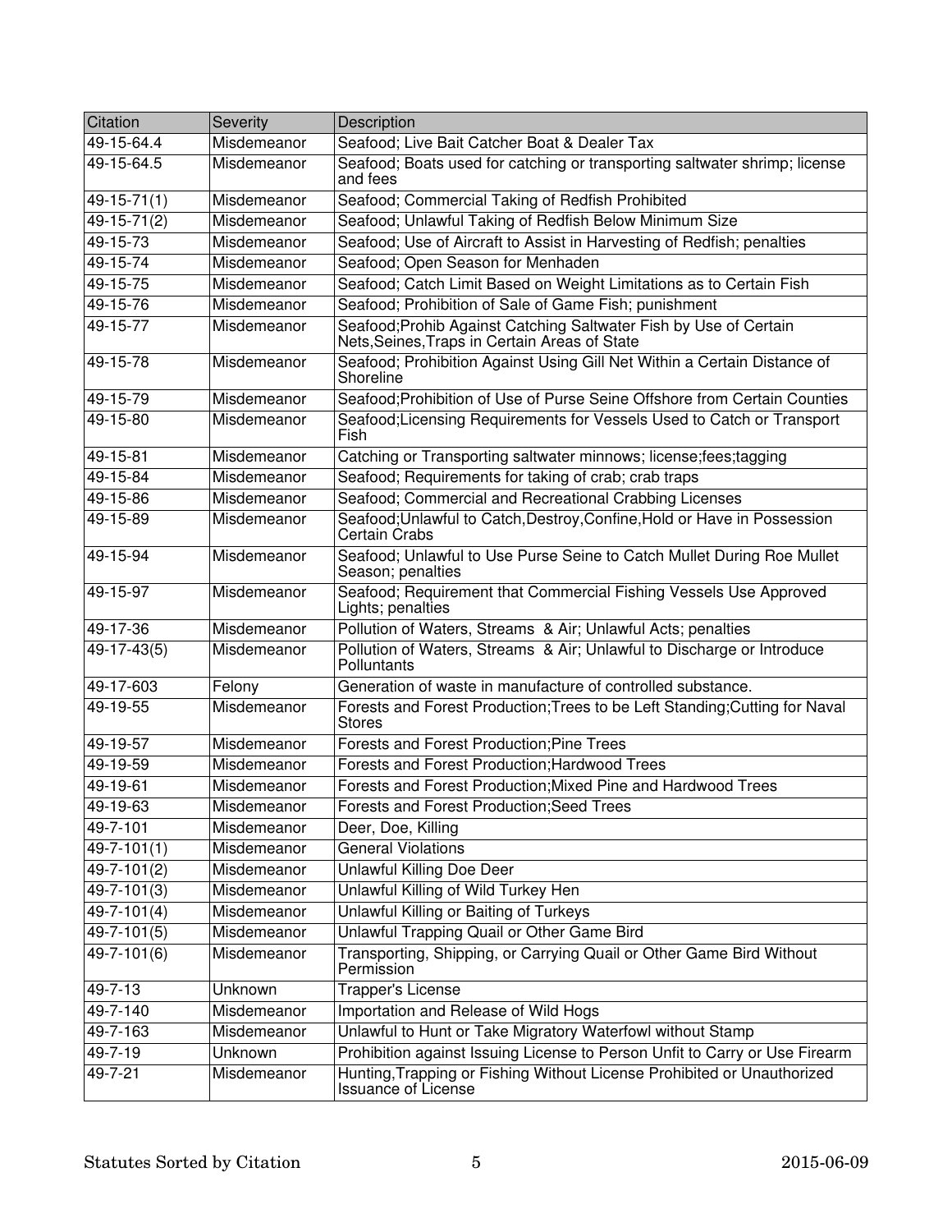| Citation | Severity | Description |
| --- | --- | --- |
| 49-15-64.4 | Misdemeanor | Seafood; Live Bait Catcher Boat & Dealer Tax |
| 49-15-64.5 | Misdemeanor | Seafood; Boats used for catching or transporting saltwater shrimp; license and fees |
| 49-15-71(1) | Misdemeanor | Seafood; Commercial Taking of Redfish Prohibited |
| 49-15-71(2) | Misdemeanor | Seafood; Unlawful Taking of Redfish Below Minimum Size |
| 49-15-73 | Misdemeanor | Seafood; Use of Aircraft to Assist in Harvesting of Redfish; penalties |
| 49-15-74 | Misdemeanor | Seafood; Open Season for Menhaden |
| 49-15-75 | Misdemeanor | Seafood; Catch Limit Based on Weight Limitations as to Certain Fish |
| 49-15-76 | Misdemeanor | Seafood; Prohibition of Sale of Game Fish; punishment |
| 49-15-77 | Misdemeanor | Seafood;Prohib Against Catching Saltwater Fish by Use of Certain Nets,Seines,Traps in Certain Areas of State |
| 49-15-78 | Misdemeanor | Seafood; Prohibition Against Using Gill Net Within a Certain Distance of Shoreline |
| 49-15-79 | Misdemeanor | Seafood;Prohibition of Use of Purse Seine Offshore from Certain Counties |
| 49-15-80 | Misdemeanor | Seafood;Licensing Requirements for Vessels Used to Catch or Transport Fish |
| 49-15-81 | Misdemeanor | Catching or Transporting saltwater minnows; license;fees;tagging |
| 49-15-84 | Misdemeanor | Seafood; Requirements for taking of crab; crab traps |
| 49-15-86 | Misdemeanor | Seafood; Commercial and Recreational Crabbing Licenses |
| 49-15-89 | Misdemeanor | Seafood;Unlawful to Catch,Destroy,Confine,Hold or Have in Possession Certain Crabs |
| 49-15-94 | Misdemeanor | Seafood; Unlawful to Use Purse Seine to Catch Mullet During Roe Mullet Season; penalties |
| 49-15-97 | Misdemeanor | Seafood; Requirement that Commercial Fishing Vessels Use Approved Lights; penalties |
| 49-17-36 | Misdemeanor | Pollution of Waters, Streams & Air; Unlawful Acts; penalties |
| 49-17-43(5) | Misdemeanor | Pollution of Waters, Streams & Air; Unlawful to Discharge or Introduce Polluntants |
| 49-17-603 | Felony | Generation of waste in manufacture of controlled substance. |
| 49-19-55 | Misdemeanor | Forests and Forest Production;Trees to be Left Standing;Cutting for Naval Stores |
| 49-19-57 | Misdemeanor | Forests and Forest Production;Pine Trees |
| 49-19-59 | Misdemeanor | Forests and Forest Production;Hardwood Trees |
| 49-19-61 | Misdemeanor | Forests and Forest Production;Mixed Pine and Hardwood Trees |
| 49-19-63 | Misdemeanor | Forests and Forest Production;Seed Trees |
| 49-7-101 | Misdemeanor | Deer, Doe, Killing |
| 49-7-101(1) | Misdemeanor | General Violations |
| 49-7-101(2) | Misdemeanor | Unlawful Killing Doe Deer |
| 49-7-101(3) | Misdemeanor | Unlawful Killing of Wild Turkey Hen |
| 49-7-101(4) | Misdemeanor | Unlawful Killing or Baiting of Turkeys |
| 49-7-101(5) | Misdemeanor | Unlawful Trapping Quail or Other Game Bird |
| 49-7-101(6) | Misdemeanor | Transporting, Shipping, or Carrying Quail or Other Game Bird Without Permission |
| 49-7-13 | Unknown | Trapper's License |
| 49-7-140 | Misdemeanor | Importation and Release of Wild Hogs |
| 49-7-163 | Misdemeanor | Unlawful to Hunt or Take Migratory Waterfowl without Stamp |
| 49-7-19 | Unknown | Prohibition against Issuing License to Person Unfit to Carry or Use Firearm |
| 49-7-21 | Misdemeanor | Hunting,Trapping or Fishing Without License Prohibited or Unauthorized Issuance of License |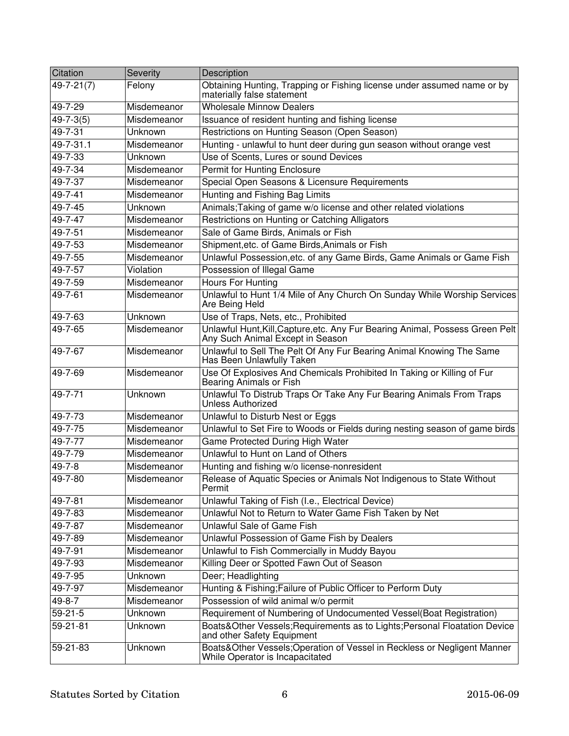| Citation | Severity | Description |
| --- | --- | --- |
| 49-7-21(7) | Felony | Obtaining Hunting, Trapping or Fishing license under assumed name or by materially false statement |
| 49-7-29 | Misdemeanor | Wholesale Minnow Dealers |
| 49-7-3(5) | Misdemeanor | Issuance of resident hunting and fishing license |
| 49-7-31 | Unknown | Restrictions on Hunting Season (Open Season) |
| 49-7-31.1 | Misdemeanor | Hunting - unlawful to hunt deer during gun season without orange vest |
| 49-7-33 | Unknown | Use of Scents, Lures or sound Devices |
| 49-7-34 | Misdemeanor | Permit for Hunting Enclosure |
| 49-7-37 | Misdemeanor | Special Open Seasons & Licensure Requirements |
| 49-7-41 | Misdemeanor | Hunting and Fishing Bag Limits |
| 49-7-45 | Unknown | Animals;Taking of game w/o license and other related violations |
| 49-7-47 | Misdemeanor | Restrictions on Hunting or Catching Alligators |
| 49-7-51 | Misdemeanor | Sale of Game Birds, Animals or Fish |
| 49-7-53 | Misdemeanor | Shipment,etc. of Game Birds,Animals or Fish |
| 49-7-55 | Misdemeanor | Unlawful Possession,etc. of any Game Birds, Game Animals or Game Fish |
| 49-7-57 | Violation | Possession of Illegal Game |
| 49-7-59 | Misdemeanor | Hours For Hunting |
| 49-7-61 | Misdemeanor | Unlawful to Hunt 1/4 Mile of Any Church On Sunday While Worship Services Are Being Held |
| 49-7-63 | Unknown | Use of Traps, Nets, etc., Prohibited |
| 49-7-65 | Misdemeanor | Unlawful Hunt,Kill,Capture,etc. Any Fur Bearing Animal, Possess Green Pelt Any Such Animal Except in Season |
| 49-7-67 | Misdemeanor | Unlawful to Sell The Pelt Of Any Fur Bearing Animal Knowing The Same Has Been Unlawfully Taken |
| 49-7-69 | Misdemeanor | Use Of Explosives And Chemicals Prohibited In Taking or Killing of Fur Bearing Animals or Fish |
| 49-7-71 | Unknown | Unlawful To Distrub Traps Or Take Any Fur Bearing Animals From Traps Unless Authorized |
| 49-7-73 | Misdemeanor | Unlawful to Disturb Nest or Eggs |
| 49-7-75 | Misdemeanor | Unlawful to Set Fire to Woods or Fields during nesting season of game birds |
| 49-7-77 | Misdemeanor | Game Protected During High Water |
| 49-7-79 | Misdemeanor | Unlawful to Hunt on Land of Others |
| 49-7-8 | Misdemeanor | Hunting and fishing w/o license-nonresident |
| 49-7-80 | Misdemeanor | Release of Aquatic Species or Animals Not Indigenous to State Without Permit |
| 49-7-81 | Misdemeanor | Unlawful Taking of Fish (I.e., Electrical Device) |
| 49-7-83 | Misdemeanor | Unlawful Not to Return to Water Game Fish Taken by Net |
| 49-7-87 | Misdemeanor | Unlawful Sale of Game Fish |
| 49-7-89 | Misdemeanor | Unlawful Possession of Game Fish by Dealers |
| 49-7-91 | Misdemeanor | Unlawful to Fish Commercially in Muddy Bayou |
| 49-7-93 | Misdemeanor | Killing Deer or Spotted Fawn Out of Season |
| 49-7-95 | Unknown | Deer; Headlighting |
| 49-7-97 | Misdemeanor | Hunting & Fishing;Failure of Public Officer to Perform Duty |
| 49-8-7 | Misdemeanor | Possession of wild animal w/o permit |
| 59-21-5 | Unknown | Requirement of Numbering of Undocumented Vessel(Boat Registration) |
| 59-21-81 | Unknown | Boats&Other Vessels;Requirements as to Lights;Personal Floatation Device and other Safety Equipment |
| 59-21-83 | Unknown | Boats&Other Vessels;Operation of Vessel in Reckless or Negligent Manner While Operator is Incapacitated |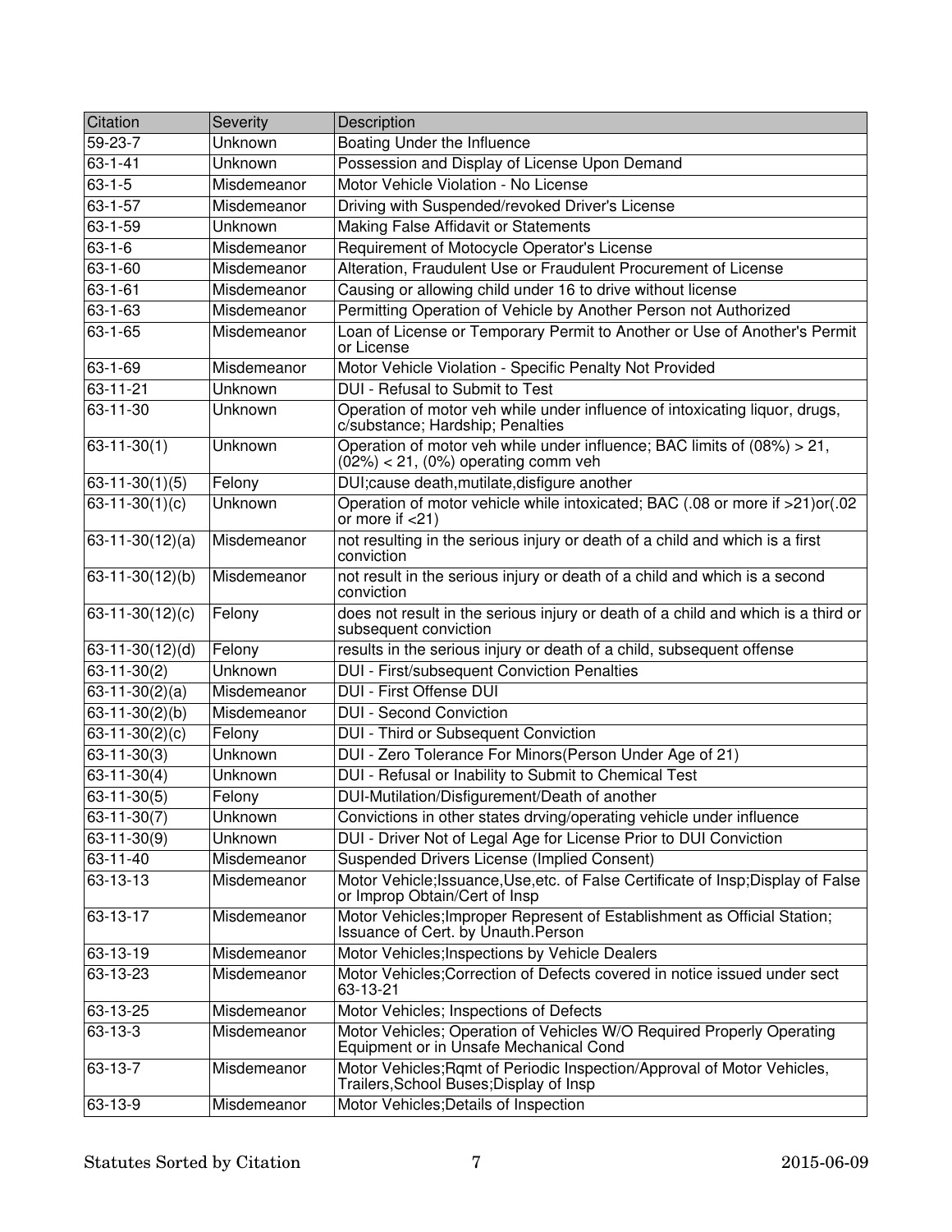| Citation | Severity | Description |
|---|---|---|
| 59-23-7 | Unknown | Boating Under the Influence |
| 63-1-41 | Unknown | Possession and Display of License Upon Demand |
| 63-1-5 | Misdemeanor | Motor Vehicle Violation - No License |
| 63-1-57 | Misdemeanor | Driving with Suspended/revoked Driver's License |
| 63-1-59 | Unknown | Making False Affidavit or Statements |
| 63-1-6 | Misdemeanor | Requirement of Motocycle Operator's License |
| 63-1-60 | Misdemeanor | Alteration, Fraudulent Use or Fraudulent Procurement of License |
| 63-1-61 | Misdemeanor | Causing or allowing child under 16 to drive without license |
| 63-1-63 | Misdemeanor | Permitting Operation of Vehicle by Another Person not Authorized |
| 63-1-65 | Misdemeanor | Loan of License or Temporary Permit to Another or Use of Another's Permit or License |
| 63-1-69 | Misdemeanor | Motor Vehicle Violation - Specific Penalty Not Provided |
| 63-11-21 | Unknown | DUI - Refusal to Submit to Test |
| 63-11-30 | Unknown | Operation of motor veh while under influence of intoxicating liquor, drugs, c/substance; Hardship; Penalties |
| 63-11-30(1) | Unknown | Operation of motor veh while under influence; BAC limits of (08%) > 21, (02%) < 21, (0%) operating comm veh |
| 63-11-30(1)(5) | Felony | DUI;cause death,mutilate,disfigure another |
| 63-11-30(1)(c) | Unknown | Operation of motor vehicle while intoxicated; BAC (.08 or more if >21)or(.02 or more if <21) |
| 63-11-30(12)(a) | Misdemeanor | not resulting in the serious injury or death of a child and which is a first conviction |
| 63-11-30(12)(b) | Misdemeanor | not result in the serious injury or death of a child and which is a second conviction |
| 63-11-30(12)(c) | Felony | does not result in the serious injury or death of a child and which is a third or subsequent conviction |
| 63-11-30(12)(d) | Felony | results in the serious injury or death of a child, subsequent offense |
| 63-11-30(2) | Unknown | DUI - First/subsequent Conviction Penalties |
| 63-11-30(2)(a) | Misdemeanor | DUI - First Offense DUI |
| 63-11-30(2)(b) | Misdemeanor | DUI - Second Conviction |
| 63-11-30(2)(c) | Felony | DUI - Third or Subsequent Conviction |
| 63-11-30(3) | Unknown | DUI - Zero Tolerance For Minors(Person Under Age of 21) |
| 63-11-30(4) | Unknown | DUI - Refusal or Inability to Submit to Chemical Test |
| 63-11-30(5) | Felony | DUI-Mutilation/Disfigurement/Death of another |
| 63-11-30(7) | Unknown | Convictions in other states drving/operating vehicle under influence |
| 63-11-30(9) | Unknown | DUI - Driver Not of Legal Age for License Prior to DUI Conviction |
| 63-11-40 | Misdemeanor | Suspended Drivers License (Implied Consent) |
| 63-13-13 | Misdemeanor | Motor Vehicle;Issuance,Use,etc. of False Certificate of Insp;Display of False or Improp Obtain/Cert of Insp |
| 63-13-17 | Misdemeanor | Motor Vehicles;Improper Represent of Establishment as Official Station; Issuance of Cert. by Unauth.Person |
| 63-13-19 | Misdemeanor | Motor Vehicles;Inspections by Vehicle Dealers |
| 63-13-23 | Misdemeanor | Motor Vehicles;Correction of Defects covered in notice issued under sect 63-13-21 |
| 63-13-25 | Misdemeanor | Motor Vehicles; Inspections of Defects |
| 63-13-3 | Misdemeanor | Motor Vehicles; Operation of Vehicles W/O Required Properly Operating Equipment or in Unsafe Mechanical Cond |
| 63-13-7 | Misdemeanor | Motor Vehicles;Rqmt of Periodic Inspection/Approval of Motor Vehicles, Trailers,School Buses;Display of Insp |
| 63-13-9 | Misdemeanor | Motor Vehicles;Details of Inspection |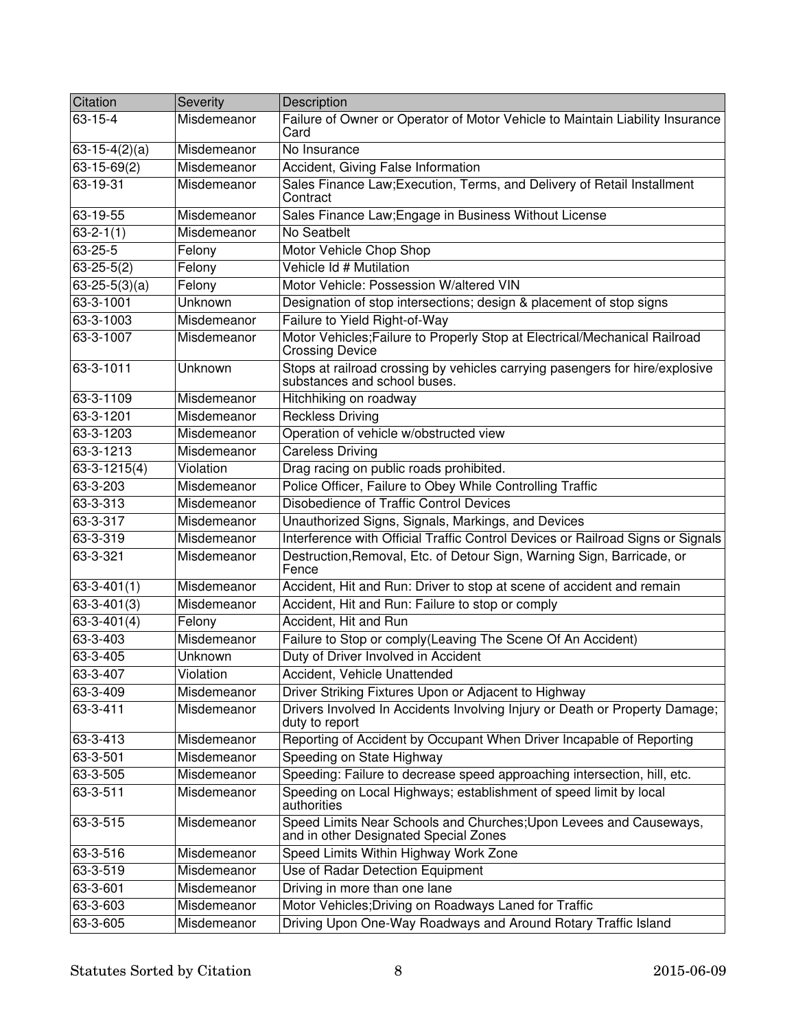| Citation | Severity | Description |
|---|---|---|
| 63-15-4 | Misdemeanor | Failure of Owner or Operator of Motor Vehicle to Maintain Liability Insurance Card |
| 63-15-4(2)(a) | Misdemeanor | No Insurance |
| 63-15-69(2) | Misdemeanor | Accident, Giving False Information |
| 63-19-31 | Misdemeanor | Sales Finance Law;Execution, Terms, and Delivery of Retail Installment Contract |
| 63-19-55 | Misdemeanor | Sales Finance Law;Engage in Business Without License |
| 63-2-1(1) | Misdemeanor | No Seatbelt |
| 63-25-5 | Felony | Motor Vehicle Chop Shop |
| 63-25-5(2) | Felony | Vehicle Id # Mutilation |
| 63-25-5(3)(a) | Felony | Motor Vehicle: Possession W/altered VIN |
| 63-3-1001 | Unknown | Designation of stop intersections; design & placement of stop signs |
| 63-3-1003 | Misdemeanor | Failure to Yield Right-of-Way |
| 63-3-1007 | Misdemeanor | Motor Vehicles;Failure to Properly Stop at Electrical/Mechanical Railroad Crossing Device |
| 63-3-1011 | Unknown | Stops at railroad crossing by vehicles carrying pasengers for hire/explosive substances and school buses. |
| 63-3-1109 | Misdemeanor | Hitchhiking on roadway |
| 63-3-1201 | Misdemeanor | Reckless Driving |
| 63-3-1203 | Misdemeanor | Operation of vehicle w/obstructed view |
| 63-3-1213 | Misdemeanor | Careless Driving |
| 63-3-1215(4) | Violation | Drag racing on public roads prohibited. |
| 63-3-203 | Misdemeanor | Police Officer, Failure to Obey While Controlling Traffic |
| 63-3-313 | Misdemeanor | Disobedience of Traffic Control Devices |
| 63-3-317 | Misdemeanor | Unauthorized Signs, Signals, Markings, and Devices |
| 63-3-319 | Misdemeanor | Interference with Official Traffic Control Devices or Railroad Signs or Signals |
| 63-3-321 | Misdemeanor | Destruction,Removal, Etc. of Detour Sign, Warning Sign, Barricade, or Fence |
| 63-3-401(1) | Misdemeanor | Accident, Hit and Run: Driver to stop at scene of accident and remain |
| 63-3-401(3) | Misdemeanor | Accident, Hit and Run: Failure to stop or comply |
| 63-3-401(4) | Felony | Accident, Hit and Run |
| 63-3-403 | Misdemeanor | Failure to Stop or comply(Leaving The Scene Of An Accident) |
| 63-3-405 | Unknown | Duty of Driver Involved in Accident |
| 63-3-407 | Violation | Accident, Vehicle Unattended |
| 63-3-409 | Misdemeanor | Driver Striking Fixtures Upon or Adjacent to Highway |
| 63-3-411 | Misdemeanor | Drivers Involved In Accidents Involving Injury or Death or Property Damage; duty to report |
| 63-3-413 | Misdemeanor | Reporting of Accident by Occupant When Driver Incapable of Reporting |
| 63-3-501 | Misdemeanor | Speeding on State Highway |
| 63-3-505 | Misdemeanor | Speeding: Failure to decrease speed approaching intersection, hill, etc. |
| 63-3-511 | Misdemeanor | Speeding on Local Highways; establishment of speed limit by local authorities |
| 63-3-515 | Misdemeanor | Speed Limits Near Schools and Churches;Upon Levees and Causeways, and in other Designated Special Zones |
| 63-3-516 | Misdemeanor | Speed Limits Within Highway Work Zone |
| 63-3-519 | Misdemeanor | Use of Radar Detection Equipment |
| 63-3-601 | Misdemeanor | Driving in more than one lane |
| 63-3-603 | Misdemeanor | Motor Vehicles;Driving on Roadways Laned for Traffic |
| 63-3-605 | Misdemeanor | Driving Upon One-Way Roadways and Around Rotary Traffic Island |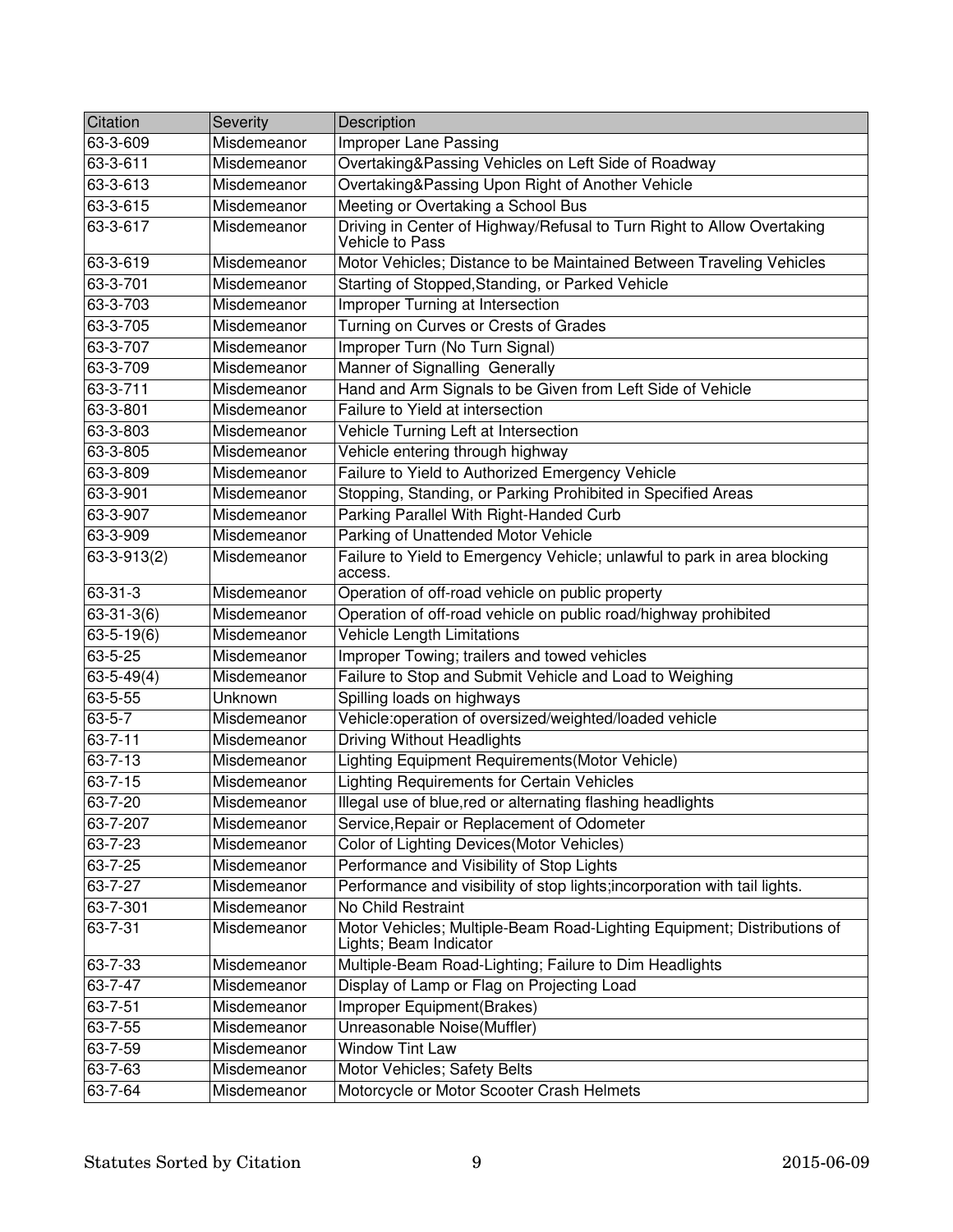| Citation | Severity | Description |
| --- | --- | --- |
| 63-3-609 | Misdemeanor | Improper Lane Passing |
| 63-3-611 | Misdemeanor | Overtaking&Passing Vehicles on Left Side of Roadway |
| 63-3-613 | Misdemeanor | Overtaking&Passing Upon Right of Another Vehicle |
| 63-3-615 | Misdemeanor | Meeting or Overtaking a School Bus |
| 63-3-617 | Misdemeanor | Driving in Center of Highway/Refusal to Turn Right to Allow Overtaking Vehicle to Pass |
| 63-3-619 | Misdemeanor | Motor Vehicles; Distance to be Maintained Between Traveling Vehicles |
| 63-3-701 | Misdemeanor | Starting of Stopped,Standing, or Parked Vehicle |
| 63-3-703 | Misdemeanor | Improper Turning at Intersection |
| 63-3-705 | Misdemeanor | Turning on Curves or Crests of Grades |
| 63-3-707 | Misdemeanor | Improper Turn (No Turn Signal) |
| 63-3-709 | Misdemeanor | Manner of Signalling Generally |
| 63-3-711 | Misdemeanor | Hand and Arm Signals to be Given from Left Side of Vehicle |
| 63-3-801 | Misdemeanor | Failure to Yield at intersection |
| 63-3-803 | Misdemeanor | Vehicle Turning Left at Intersection |
| 63-3-805 | Misdemeanor | Vehicle entering through highway |
| 63-3-809 | Misdemeanor | Failure to Yield to Authorized Emergency Vehicle |
| 63-3-901 | Misdemeanor | Stopping, Standing, or Parking Prohibited in Specified Areas |
| 63-3-907 | Misdemeanor | Parking Parallel With Right-Handed Curb |
| 63-3-909 | Misdemeanor | Parking of Unattended Motor Vehicle |
| 63-3-913(2) | Misdemeanor | Failure to Yield to Emergency Vehicle; unlawful to park in area blocking access. |
| 63-31-3 | Misdemeanor | Operation of off-road vehicle on public property |
| 63-31-3(6) | Misdemeanor | Operation of off-road vehicle on public road/highway prohibited |
| 63-5-19(6) | Misdemeanor | Vehicle Length Limitations |
| 63-5-25 | Misdemeanor | Improper Towing; trailers and towed vehicles |
| 63-5-49(4) | Misdemeanor | Failure to Stop and Submit Vehicle and Load to Weighing |
| 63-5-55 | Unknown | Spilling loads on highways |
| 63-5-7 | Misdemeanor | Vehicle:operation of oversized/weighted/loaded vehicle |
| 63-7-11 | Misdemeanor | Driving Without Headlights |
| 63-7-13 | Misdemeanor | Lighting Equipment Requirements(Motor Vehicle) |
| 63-7-15 | Misdemeanor | Lighting Requirements for Certain Vehicles |
| 63-7-20 | Misdemeanor | Illegal use of blue,red or alternating flashing headlights |
| 63-7-207 | Misdemeanor | Service,Repair or Replacement of Odometer |
| 63-7-23 | Misdemeanor | Color of Lighting Devices(Motor Vehicles) |
| 63-7-25 | Misdemeanor | Performance and Visibility of Stop Lights |
| 63-7-27 | Misdemeanor | Performance and visibility of stop lights;incorporation with tail lights. |
| 63-7-301 | Misdemeanor | No Child Restraint |
| 63-7-31 | Misdemeanor | Motor Vehicles; Multiple-Beam Road-Lighting Equipment; Distributions of Lights; Beam Indicator |
| 63-7-33 | Misdemeanor | Multiple-Beam Road-Lighting; Failure to Dim Headlights |
| 63-7-47 | Misdemeanor | Display of Lamp or Flag on Projecting Load |
| 63-7-51 | Misdemeanor | Improper Equipment(Brakes) |
| 63-7-55 | Misdemeanor | Unreasonable Noise(Muffler) |
| 63-7-59 | Misdemeanor | Window Tint Law |
| 63-7-63 | Misdemeanor | Motor Vehicles; Safety Belts |
| 63-7-64 | Misdemeanor | Motorcycle or Motor Scooter Crash Helmets |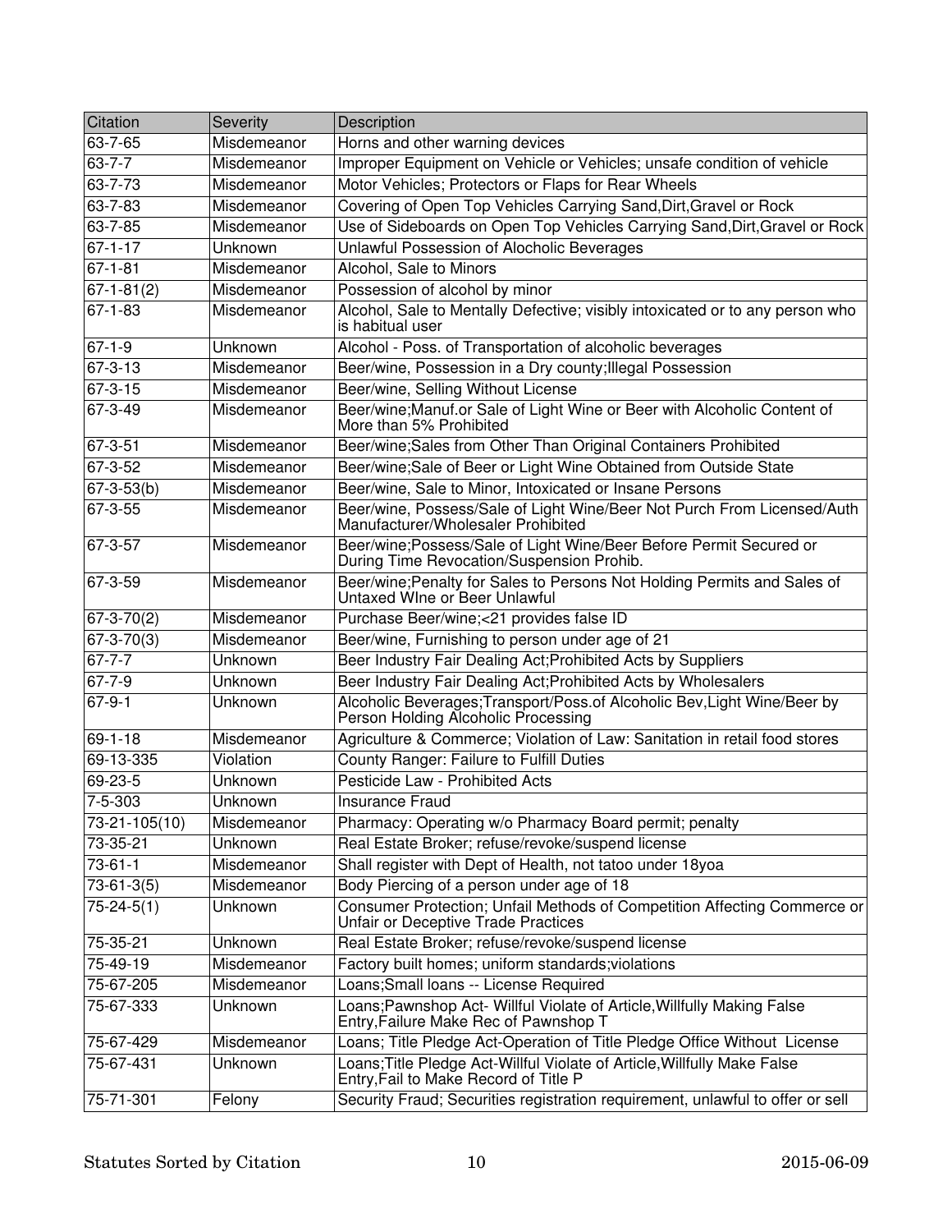| Citation | Severity | Description |
|---|---|---|
| 63-7-65 | Misdemeanor | Horns and other warning devices |
| 63-7-7 | Misdemeanor | Improper Equipment on Vehicle or Vehicles; unsafe condition of vehicle |
| 63-7-73 | Misdemeanor | Motor Vehicles; Protectors or Flaps for Rear Wheels |
| 63-7-83 | Misdemeanor | Covering of Open Top Vehicles Carrying Sand,Dirt,Gravel or Rock |
| 63-7-85 | Misdemeanor | Use of Sideboards on Open Top Vehicles Carrying Sand,Dirt,Gravel or Rock |
| 67-1-17 | Unknown | Unlawful Possession of Alocholic Beverages |
| 67-1-81 | Misdemeanor | Alcohol, Sale to Minors |
| 67-1-81(2) | Misdemeanor | Possession of alcohol by minor |
| 67-1-83 | Misdemeanor | Alcohol, Sale to Mentally Defective; visibly intoxicated or to any person who is habitual user |
| 67-1-9 | Unknown | Alcohol - Poss. of Transportation of alcoholic beverages |
| 67-3-13 | Misdemeanor | Beer/wine, Possession in a Dry county;Illegal Possession |
| 67-3-15 | Misdemeanor | Beer/wine, Selling Without License |
| 67-3-49 | Misdemeanor | Beer/wine;Manuf.or Sale of Light Wine or Beer with Alcoholic Content of More than 5% Prohibited |
| 67-3-51 | Misdemeanor | Beer/wine;Sales from Other Than Original Containers Prohibited |
| 67-3-52 | Misdemeanor | Beer/wine;Sale of Beer or Light Wine Obtained from Outside State |
| 67-3-53(b) | Misdemeanor | Beer/wine, Sale to Minor, Intoxicated or Insane Persons |
| 67-3-55 | Misdemeanor | Beer/wine, Possess/Sale of Light Wine/Beer Not Purch From Licensed/Auth Manufacturer/Wholesaler Prohibited |
| 67-3-57 | Misdemeanor | Beer/wine;Possess/Sale of Light Wine/Beer Before Permit Secured or During Time Revocation/Suspension Prohib. |
| 67-3-59 | Misdemeanor | Beer/wine;Penalty for Sales to Persons Not Holding Permits and Sales of Untaxed WIne or Beer Unlawful |
| 67-3-70(2) | Misdemeanor | Purchase Beer/wine;<21 provides false ID |
| 67-3-70(3) | Misdemeanor | Beer/wine, Furnishing to person under age of 21 |
| 67-7-7 | Unknown | Beer Industry Fair Dealing Act;Prohibited Acts by Suppliers |
| 67-7-9 | Unknown | Beer Industry Fair Dealing Act;Prohibited Acts by Wholesalers |
| 67-9-1 | Unknown | Alcoholic Beverages;Transport/Poss.of Alcoholic Bev,Light Wine/Beer by Person Holding Alcoholic Processing |
| 69-1-18 | Misdemeanor | Agriculture & Commerce; Violation of Law: Sanitation in retail food stores |
| 69-13-335 | Violation | County Ranger: Failure to Fulfill Duties |
| 69-23-5 | Unknown | Pesticide Law - Prohibited Acts |
| 7-5-303 | Unknown | Insurance Fraud |
| 73-21-105(10) | Misdemeanor | Pharmacy: Operating w/o Pharmacy Board permit; penalty |
| 73-35-21 | Unknown | Real Estate Broker; refuse/revoke/suspend license |
| 73-61-1 | Misdemeanor | Shall register with Dept of Health, not tatoo under 18yoa |
| 73-61-3(5) | Misdemeanor | Body Piercing of a person under age of 18 |
| 75-24-5(1) | Unknown | Consumer Protection; Unfail Methods of Competition Affecting Commerce or Unfair or Deceptive Trade Practices |
| 75-35-21 | Unknown | Real Estate Broker; refuse/revoke/suspend license |
| 75-49-19 | Misdemeanor | Factory built homes; uniform standards;violations |
| 75-67-205 | Misdemeanor | Loans;Small loans -- License Required |
| 75-67-333 | Unknown | Loans;Pawnshop Act- Willful Violate of Article,Willfully Making False Entry,Failure Make Rec of Pawnshop T |
| 75-67-429 | Misdemeanor | Loans; Title Pledge Act-Operation of Title Pledge Office Without License |
| 75-67-431 | Unknown | Loans;Title Pledge Act-Willful Violate of Article,Willfully Make False Entry,Fail to Make Record of Title P |
| 75-71-301 | Felony | Security Fraud; Securities registration requirement, unlawful to offer or sell |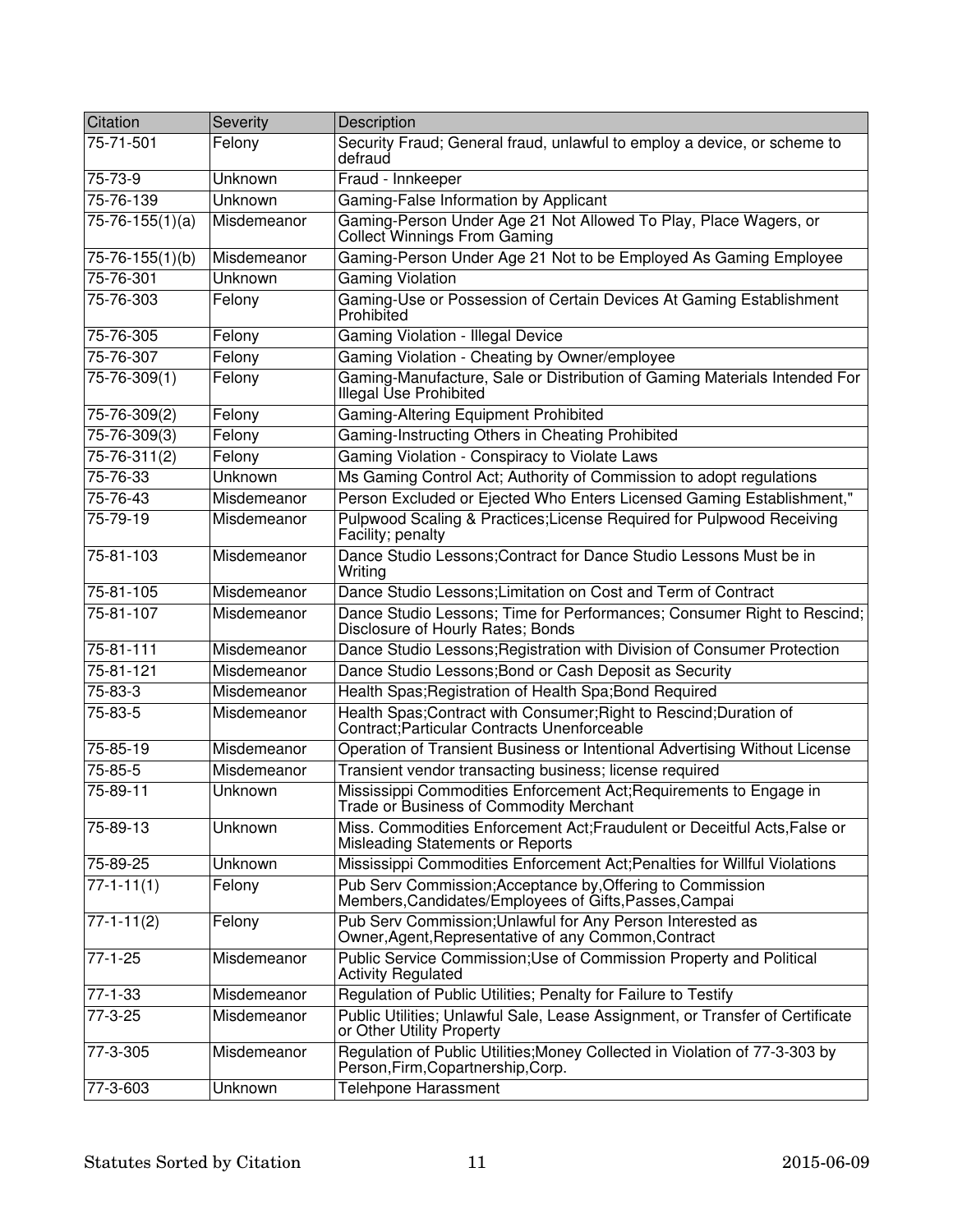| Citation | Severity | Description |
| --- | --- | --- |
| 75-71-501 | Felony | Security Fraud; General fraud, unlawful to employ a device, or scheme to defraud |
| 75-73-9 | Unknown | Fraud - Innkeeper |
| 75-76-139 | Unknown | Gaming-False Information by Applicant |
| 75-76-155(1)(a) | Misdemeanor | Gaming-Person Under Age 21 Not Allowed To Play, Place Wagers, or Collect Winnings From Gaming |
| 75-76-155(1)(b) | Misdemeanor | Gaming-Person Under Age 21 Not to be Employed As Gaming Employee |
| 75-76-301 | Unknown | Gaming Violation |
| 75-76-303 | Felony | Gaming-Use or Possession of Certain Devices At Gaming Establishment Prohibited |
| 75-76-305 | Felony | Gaming Violation - Illegal Device |
| 75-76-307 | Felony | Gaming Violation - Cheating by Owner/employee |
| 75-76-309(1) | Felony | Gaming-Manufacture, Sale or Distribution of Gaming Materials Intended For Illegal Use Prohibited |
| 75-76-309(2) | Felony | Gaming-Altering Equipment Prohibited |
| 75-76-309(3) | Felony | Gaming-Instructing Others in Cheating Prohibited |
| 75-76-311(2) | Felony | Gaming Violation - Conspiracy to Violate Laws |
| 75-76-33 | Unknown | Ms Gaming Control Act; Authority of Commission to adopt regulations |
| 75-76-43 | Misdemeanor | Person Excluded or Ejected Who Enters Licensed Gaming Establishment," |
| 75-79-19 | Misdemeanor | Pulpwood Scaling & Practices;License Required for Pulpwood Receiving Facility; penalty |
| 75-81-103 | Misdemeanor | Dance Studio Lessons;Contract for Dance Studio Lessons Must be in Writing |
| 75-81-105 | Misdemeanor | Dance Studio Lessons;Limitation on Cost and Term of Contract |
| 75-81-107 | Misdemeanor | Dance Studio Lessons; Time for Performances; Consumer Right to Rescind; Disclosure of Hourly Rates; Bonds |
| 75-81-111 | Misdemeanor | Dance Studio Lessons;Registration with Division of Consumer Protection |
| 75-81-121 | Misdemeanor | Dance Studio Lessons;Bond or Cash Deposit as Security |
| 75-83-3 | Misdemeanor | Health Spas;Registration of Health Spa;Bond Required |
| 75-83-5 | Misdemeanor | Health Spas;Contract with Consumer;Right to Rescind;Duration of Contract;Particular Contracts Unenforceable |
| 75-85-19 | Misdemeanor | Operation of Transient Business or Intentional Advertising Without License |
| 75-85-5 | Misdemeanor | Transient vendor transacting business; license required |
| 75-89-11 | Unknown | Mississippi Commodities Enforcement Act;Requirements to Engage in Trade or Business of Commodity Merchant |
| 75-89-13 | Unknown | Miss. Commodities Enforcement Act;Fraudulent or Deceitful Acts,False or Misleading Statements or Reports |
| 75-89-25 | Unknown | Mississippi Commodities Enforcement Act;Penalties for Willful Violations |
| 77-1-11(1) | Felony | Pub Serv Commission;Acceptance by,Offering to Commission Members,Candidates/Employees of Gifts,Passes,Campai |
| 77-1-11(2) | Felony | Pub Serv Commission;Unlawful for Any Person Interested as Owner,Agent,Representative of any Common,Contract |
| 77-1-25 | Misdemeanor | Public Service Commission;Use of Commission Property and Political Activity Regulated |
| 77-1-33 | Misdemeanor | Regulation of Public Utilities; Penalty for Failure to Testify |
| 77-3-25 | Misdemeanor | Public Utilities; Unlawful Sale, Lease Assignment, or Transfer of Certificate or Other Utility Property |
| 77-3-305 | Misdemeanor | Regulation of Public Utilities;Money Collected in Violation of 77-3-303 by Person,Firm,Copartnership,Corp. |
| 77-3-603 | Unknown | Telehpone Harassment |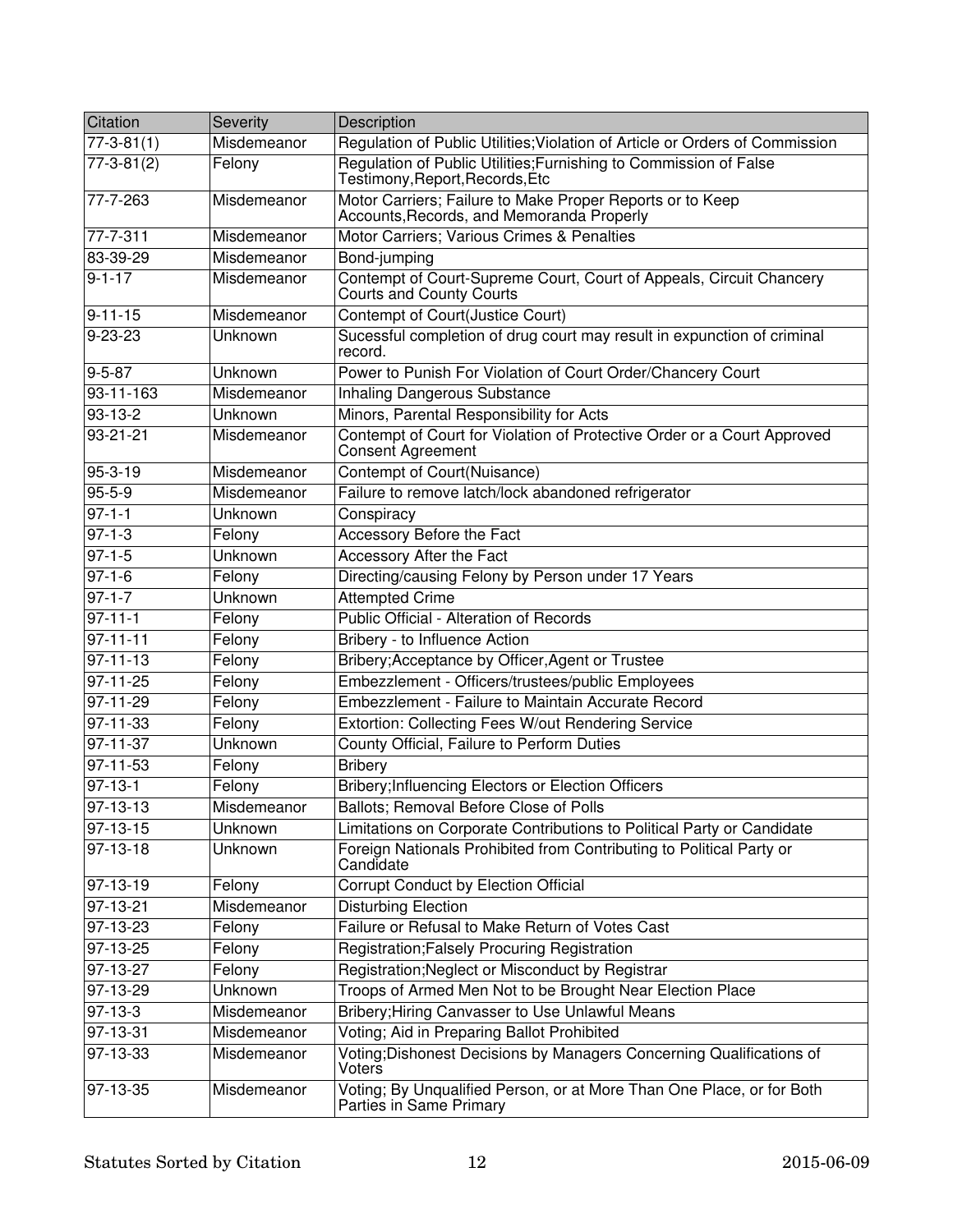| Citation | Severity | Description |
| --- | --- | --- |
| 77-3-81(1) | Misdemeanor | Regulation of Public Utilities;Violation of Article or Orders of Commission |
| 77-3-81(2) | Felony | Regulation of Public Utilities;Furnishing to Commission of False Testimony,Report,Records,Etc |
| 77-7-263 | Misdemeanor | Motor Carriers; Failure to Make Proper Reports or to Keep Accounts,Records, and Memoranda Properly |
| 77-7-311 | Misdemeanor | Motor Carriers; Various Crimes & Penalties |
| 83-39-29 | Misdemeanor | Bond-jumping |
| 9-1-17 | Misdemeanor | Contempt of Court-Supreme Court, Court of Appeals, Circuit Chancery Courts and County Courts |
| 9-11-15 | Misdemeanor | Contempt of Court(Justice Court) |
| 9-23-23 | Unknown | Sucessful completion of drug court may result in expunction of criminal record. |
| 9-5-87 | Unknown | Power to Punish For Violation of Court Order/Chancery Court |
| 93-11-163 | Misdemeanor | Inhaling Dangerous Substance |
| 93-13-2 | Unknown | Minors, Parental Responsibility for Acts |
| 93-21-21 | Misdemeanor | Contempt of Court for Violation of Protective Order or a Court Approved Consent Agreement |
| 95-3-19 | Misdemeanor | Contempt of Court(Nuisance) |
| 95-5-9 | Misdemeanor | Failure to remove latch/lock abandoned refrigerator |
| 97-1-1 | Unknown | Conspiracy |
| 97-1-3 | Felony | Accessory Before the Fact |
| 97-1-5 | Unknown | Accessory After the Fact |
| 97-1-6 | Felony | Directing/causing Felony by Person under 17 Years |
| 97-1-7 | Unknown | Attempted Crime |
| 97-11-1 | Felony | Public Official - Alteration of Records |
| 97-11-11 | Felony | Bribery - to Influence Action |
| 97-11-13 | Felony | Bribery;Acceptance by Officer,Agent or Trustee |
| 97-11-25 | Felony | Embezzlement - Officers/trustees/public Employees |
| 97-11-29 | Felony | Embezzlement - Failure to Maintain Accurate Record |
| 97-11-33 | Felony | Extortion: Collecting Fees W/out Rendering Service |
| 97-11-37 | Unknown | County Official, Failure to Perform Duties |
| 97-11-53 | Felony | Bribery |
| 97-13-1 | Felony | Bribery;Influencing Electors or Election Officers |
| 97-13-13 | Misdemeanor | Ballots; Removal Before Close of Polls |
| 97-13-15 | Unknown | Limitations on Corporate Contributions to Political Party or Candidate |
| 97-13-18 | Unknown | Foreign Nationals Prohibited from Contributing to Political Party or Candidate |
| 97-13-19 | Felony | Corrupt Conduct by Election Official |
| 97-13-21 | Misdemeanor | Disturbing Election |
| 97-13-23 | Felony | Failure or Refusal to Make Return of Votes Cast |
| 97-13-25 | Felony | Registration;Falsely Procuring Registration |
| 97-13-27 | Felony | Registration;Neglect or Misconduct by Registrar |
| 97-13-29 | Unknown | Troops of Armed Men Not to be Brought Near Election Place |
| 97-13-3 | Misdemeanor | Bribery;Hiring Canvasser to Use Unlawful Means |
| 97-13-31 | Misdemeanor | Voting; Aid in Preparing Ballot Prohibited |
| 97-13-33 | Misdemeanor | Voting;Dishonest Decisions by Managers Concerning Qualifications of Voters |
| 97-13-35 | Misdemeanor | Voting; By Unqualified Person, or at More Than One Place, or for Both Parties in Same Primary |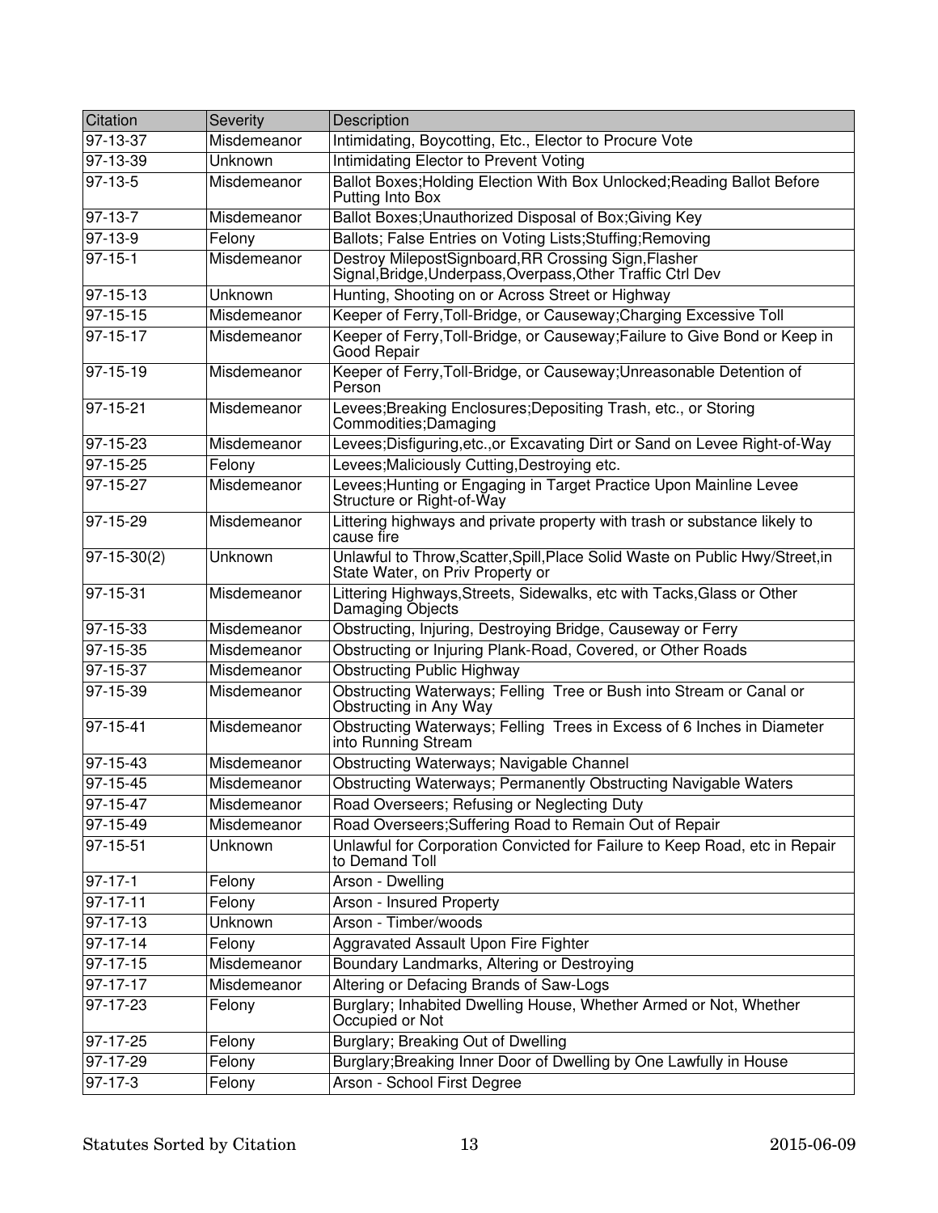| Citation | Severity | Description |
| --- | --- | --- |
| 97-13-37 | Misdemeanor | Intimidating, Boycotting, Etc., Elector to Procure Vote |
| 97-13-39 | Unknown | Intimidating Elector to Prevent Voting |
| 97-13-5 | Misdemeanor | Ballot Boxes;Holding Election With Box Unlocked;Reading Ballot Before Putting Into Box |
| 97-13-7 | Misdemeanor | Ballot Boxes;Unauthorized Disposal of Box;Giving Key |
| 97-13-9 | Felony | Ballots; False Entries on Voting Lists;Stuffing;Removing |
| 97-15-1 | Misdemeanor | Destroy MilepostSignboard,RR Crossing Sign,Flasher Signal,Bridge,Underpass,Overpass,Other Traffic Ctrl Dev |
| 97-15-13 | Unknown | Hunting, Shooting on or Across Street or Highway |
| 97-15-15 | Misdemeanor | Keeper of Ferry,Toll-Bridge, or Causeway;Charging Excessive Toll |
| 97-15-17 | Misdemeanor | Keeper of Ferry,Toll-Bridge, or Causeway;Failure to Give Bond or Keep in Good Repair |
| 97-15-19 | Misdemeanor | Keeper of Ferry,Toll-Bridge, or Causeway;Unreasonable Detention of Person |
| 97-15-21 | Misdemeanor | Levees;Breaking Enclosures;Depositing Trash, etc., or Storing Commodities;Damaging |
| 97-15-23 | Misdemeanor | Levees;Disfiguring,etc.,or Excavating Dirt or Sand on Levee Right-of-Way |
| 97-15-25 | Felony | Levees;Maliciously Cutting,Destroying etc. |
| 97-15-27 | Misdemeanor | Levees;Hunting or Engaging in Target Practice Upon Mainline Levee Structure or Right-of-Way |
| 97-15-29 | Misdemeanor | Littering highways and private property with trash or substance likely to cause fire |
| 97-15-30(2) | Unknown | Unlawful to Throw,Scatter,Spill,Place Solid Waste on Public Hwy/Street,in State Water, on Priv Property or |
| 97-15-31 | Misdemeanor | Littering Highways,Streets, Sidewalks, etc with Tacks,Glass or Other Damaging Objects |
| 97-15-33 | Misdemeanor | Obstructing, Injuring, Destroying Bridge, Causeway or Ferry |
| 97-15-35 | Misdemeanor | Obstructing or Injuring Plank-Road, Covered, or Other Roads |
| 97-15-37 | Misdemeanor | Obstructing Public Highway |
| 97-15-39 | Misdemeanor | Obstructing Waterways; Felling Tree or Bush into Stream or Canal or Obstructing in Any Way |
| 97-15-41 | Misdemeanor | Obstructing Waterways; Felling Trees in Excess of 6 Inches in Diameter into Running Stream |
| 97-15-43 | Misdemeanor | Obstructing Waterways; Navigable Channel |
| 97-15-45 | Misdemeanor | Obstructing Waterways; Permanently Obstructing Navigable Waters |
| 97-15-47 | Misdemeanor | Road Overseers; Refusing or Neglecting Duty |
| 97-15-49 | Misdemeanor | Road Overseers;Suffering Road to Remain Out of Repair |
| 97-15-51 | Unknown | Unlawful for Corporation Convicted for Failure to Keep Road, etc in Repair to Demand Toll |
| 97-17-1 | Felony | Arson - Dwelling |
| 97-17-11 | Felony | Arson - Insured Property |
| 97-17-13 | Unknown | Arson - Timber/woods |
| 97-17-14 | Felony | Aggravated Assault Upon Fire Fighter |
| 97-17-15 | Misdemeanor | Boundary Landmarks, Altering or Destroying |
| 97-17-17 | Misdemeanor | Altering or Defacing Brands of Saw-Logs |
| 97-17-23 | Felony | Burglary; Inhabited Dwelling House, Whether Armed or Not, Whether Occupied or Not |
| 97-17-25 | Felony | Burglary; Breaking Out of Dwelling |
| 97-17-29 | Felony | Burglary;Breaking Inner Door of Dwelling by One Lawfully in House |
| 97-17-3 | Felony | Arson - School First Degree |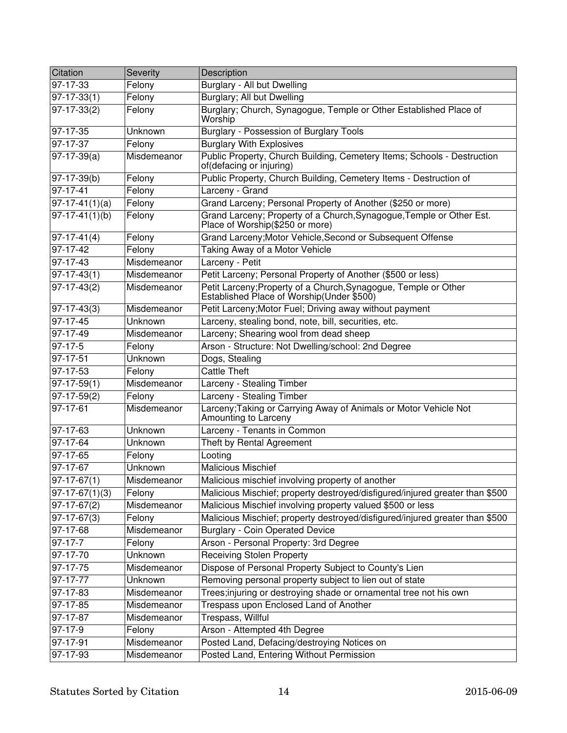| Citation | Severity | Description |
|---|---|---|
| 97-17-33 | Felony | Burglary - All but Dwelling |
| 97-17-33(1) | Felony | Burglary; All but Dwelling |
| 97-17-33(2) | Felony | Burglary; Church, Synagogue, Temple or Other Established Place of Worship |
| 97-17-35 | Unknown | Burglary - Possession of Burglary Tools |
| 97-17-37 | Felony | Burglary With Explosives |
| 97-17-39(a) | Misdemeanor | Public Property, Church Building, Cemetery Items; Schools - Destruction of(defacing or injuring) |
| 97-17-39(b) | Felony | Public Property, Church Building, Cemetery Items - Destruction of |
| 97-17-41 | Felony | Larceny - Grand |
| 97-17-41(1)(a) | Felony | Grand Larceny; Personal Property of Another ($250 or more) |
| 97-17-41(1)(b) | Felony | Grand Larceny; Property of a Church,Synagogue,Temple or Other Est. Place of Worship($250 or more) |
| 97-17-41(4) | Felony | Grand Larceny;Motor Vehicle,Second or Subsequent Offense |
| 97-17-42 | Felony | Taking Away of a Motor Vehicle |
| 97-17-43 | Misdemeanor | Larceny - Petit |
| 97-17-43(1) | Misdemeanor | Petit Larceny; Personal Property of Another ($500 or less) |
| 97-17-43(2) | Misdemeanor | Petit Larceny;Property of a Church,Synagogue, Temple or Other Established Place of Worship(Under $500) |
| 97-17-43(3) | Misdemeanor | Petit Larceny;Motor Fuel; Driving away without payment |
| 97-17-45 | Unknown | Larceny, stealing bond, note, bill, securities, etc. |
| 97-17-49 | Misdemeanor | Larceny; Shearing wool from dead sheep |
| 97-17-5 | Felony | Arson - Structure: Not Dwelling/school: 2nd Degree |
| 97-17-51 | Unknown | Dogs, Stealing |
| 97-17-53 | Felony | Cattle Theft |
| 97-17-59(1) | Misdemeanor | Larceny - Stealing Timber |
| 97-17-59(2) | Felony | Larceny - Stealing Timber |
| 97-17-61 | Misdemeanor | Larceny;Taking or Carrying Away of Animals or Motor Vehicle Not Amounting to Larceny |
| 97-17-63 | Unknown | Larceny - Tenants in Common |
| 97-17-64 | Unknown | Theft by Rental Agreement |
| 97-17-65 | Felony | Looting |
| 97-17-67 | Unknown | Malicious Mischief |
| 97-17-67(1) | Misdemeanor | Malicious mischief involving property of another |
| 97-17-67(1)(3) | Felony | Malicious Mischief; property destroyed/disfigured/injured greater than $500 |
| 97-17-67(2) | Misdemeanor | Malicious Mischief involving property valued $500 or less |
| 97-17-67(3) | Felony | Malicious Mischief; property destroyed/disfigured/injured greater than $500 |
| 97-17-68 | Misdemeanor | Burglary - Coin Operated Device |
| 97-17-7 | Felony | Arson - Personal Property: 3rd Degree |
| 97-17-70 | Unknown | Receiving Stolen Property |
| 97-17-75 | Misdemeanor | Dispose of Personal Property Subject to County's Lien |
| 97-17-77 | Unknown | Removing personal property subject to lien out of state |
| 97-17-83 | Misdemeanor | Trees;injuring or destroying shade or ornamental tree not his own |
| 97-17-85 | Misdemeanor | Trespass upon Enclosed Land of Another |
| 97-17-87 | Misdemeanor | Trespass, Willful |
| 97-17-9 | Felony | Arson - Attempted 4th Degree |
| 97-17-91 | Misdemeanor | Posted Land, Defacing/destroying Notices on |
| 97-17-93 | Misdemeanor | Posted Land, Entering Without Permission |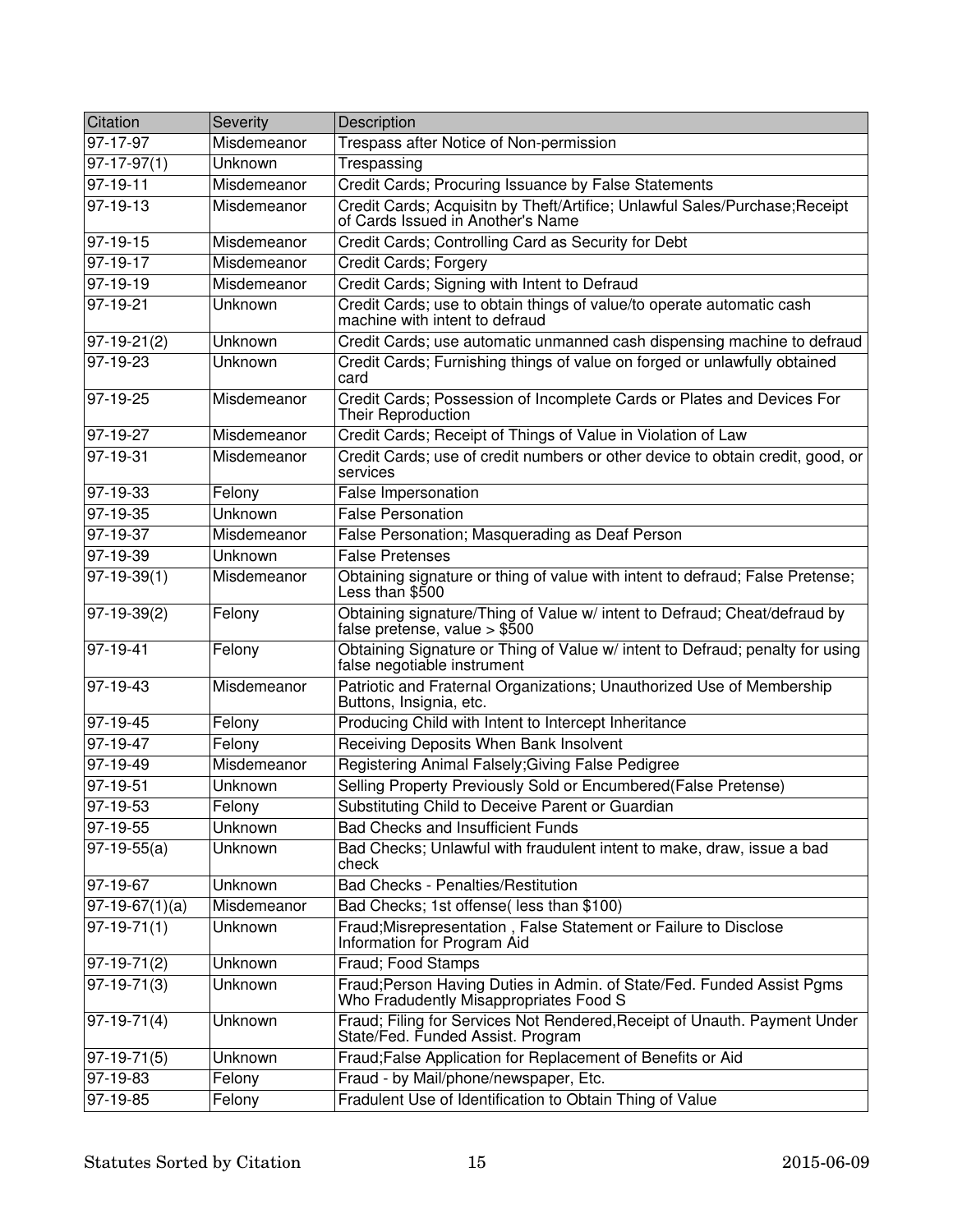| Citation | Severity | Description |
|---|---|---|
| 97-17-97 | Misdemeanor | Trespass after Notice of Non-permission |
| 97-17-97(1) | Unknown | Trespassing |
| 97-19-11 | Misdemeanor | Credit Cards; Procuring Issuance by False Statements |
| 97-19-13 | Misdemeanor | Credit Cards; Acquisitn by Theft/Artifice; Unlawful Sales/Purchase;Receipt of Cards Issued in Another's Name |
| 97-19-15 | Misdemeanor | Credit Cards; Controlling Card as Security for Debt |
| 97-19-17 | Misdemeanor | Credit Cards; Forgery |
| 97-19-19 | Misdemeanor | Credit Cards; Signing with Intent to Defraud |
| 97-19-21 | Unknown | Credit Cards; use to obtain things of value/to operate automatic cash machine with intent to defraud |
| 97-19-21(2) | Unknown | Credit Cards; use automatic unmanned cash dispensing machine to defraud |
| 97-19-23 | Unknown | Credit Cards; Furnishing things of value on forged or unlawfully obtained card |
| 97-19-25 | Misdemeanor | Credit Cards; Possession of Incomplete Cards or Plates and Devices For Their Reproduction |
| 97-19-27 | Misdemeanor | Credit Cards; Receipt of Things of Value in Violation of Law |
| 97-19-31 | Misdemeanor | Credit Cards; use of credit numbers or other device to obtain credit, good, or services |
| 97-19-33 | Felony | False Impersonation |
| 97-19-35 | Unknown | False Personation |
| 97-19-37 | Misdemeanor | False Personation; Masquerading as Deaf Person |
| 97-19-39 | Unknown | False Pretenses |
| 97-19-39(1) | Misdemeanor | Obtaining signature or thing of value with intent to defraud; False Pretense; Less than $500 |
| 97-19-39(2) | Felony | Obtaining signature/Thing of Value w/ intent to Defraud; Cheat/defraud by false pretense, value > $500 |
| 97-19-41 | Felony | Obtaining Signature or Thing of Value w/ intent to Defraud; penalty for using false negotiable instrument |
| 97-19-43 | Misdemeanor | Patriotic and Fraternal Organizations; Unauthorized Use of Membership Buttons, Insignia, etc. |
| 97-19-45 | Felony | Producing Child with Intent to Intercept Inheritance |
| 97-19-47 | Felony | Receiving Deposits When Bank Insolvent |
| 97-19-49 | Misdemeanor | Registering Animal Falsely;Giving False Pedigree |
| 97-19-51 | Unknown | Selling Property Previously Sold or Encumbered(False Pretense) |
| 97-19-53 | Felony | Substituting Child to Deceive Parent or Guardian |
| 97-19-55 | Unknown | Bad Checks and Insufficient Funds |
| 97-19-55(a) | Unknown | Bad Checks; Unlawful with fraudulent intent to make, draw, issue a bad check |
| 97-19-67 | Unknown | Bad Checks - Penalties/Restitution |
| 97-19-67(1)(a) | Misdemeanor | Bad Checks; 1st offense( less than $100) |
| 97-19-71(1) | Unknown | Fraud;Misrepresentation , False Statement or Failure to Disclose Information for Program Aid |
| 97-19-71(2) | Unknown | Fraud; Food Stamps |
| 97-19-71(3) | Unknown | Fraud;Person Having Duties in Admin. of State/Fed. Funded Assist Pgms Who Fradudently Misappropriates Food S |
| 97-19-71(4) | Unknown | Fraud; Filing for Services Not Rendered,Receipt of Unauth. Payment Under State/Fed. Funded Assist. Program |
| 97-19-71(5) | Unknown | Fraud;False Application for Replacement of Benefits or Aid |
| 97-19-83 | Felony | Fraud - by Mail/phone/newspaper, Etc. |
| 97-19-85 | Felony | Fradulent Use of Identification to Obtain Thing of Value |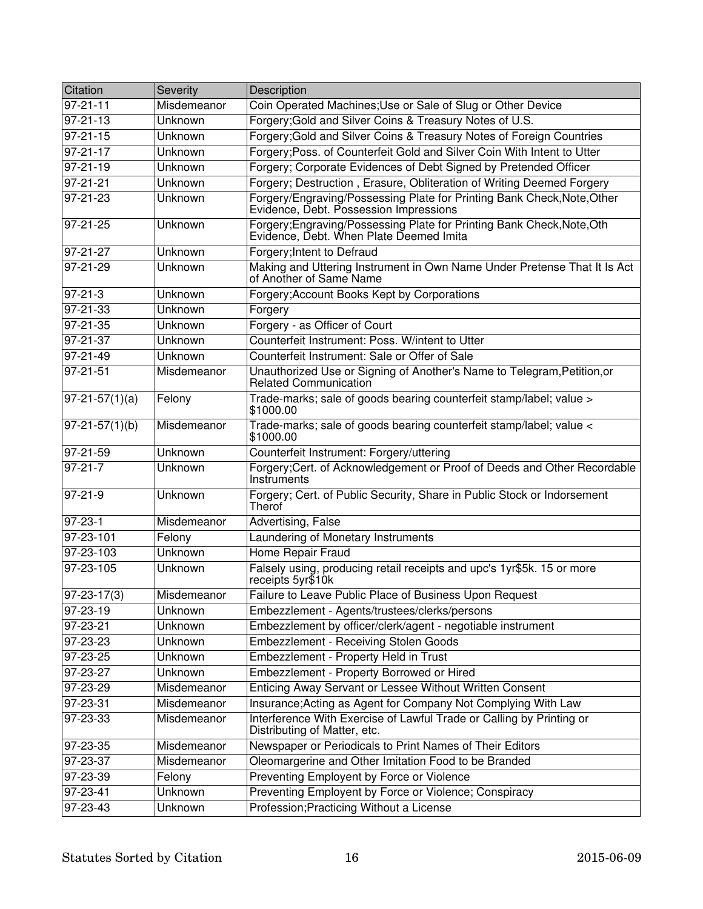| Citation | Severity | Description |
|---|---|---|
| 97-21-11 | Misdemeanor | Coin Operated Machines;Use or Sale of Slug or Other Device |
| 97-21-13 | Unknown | Forgery;Gold and Silver Coins & Treasury Notes of U.S. |
| 97-21-15 | Unknown | Forgery;Gold and Silver Coins & Treasury Notes of Foreign Countries |
| 97-21-17 | Unknown | Forgery;Poss. of Counterfeit Gold and Silver Coin With Intent to Utter |
| 97-21-19 | Unknown | Forgery; Corporate Evidences of Debt Signed by Pretended Officer |
| 97-21-21 | Unknown | Forgery; Destruction , Erasure, Obliteration of Writing Deemed Forgery |
| 97-21-23 | Unknown | Forgery/Engraving/Possessing Plate for Printing Bank Check,Note,Other Evidence, Debt. Possession Impressions |
| 97-21-25 | Unknown | Forgery;Engraving/Possessing Plate for Printing Bank Check,Note,Oth Evidence, Debt. When Plate Deemed Imita |
| 97-21-27 | Unknown | Forgery;Intent to Defraud |
| 97-21-29 | Unknown | Making and Uttering Instrument in Own Name Under Pretense That It Is Act of Another of Same Name |
| 97-21-3 | Unknown | Forgery;Account Books Kept by Corporations |
| 97-21-33 | Unknown | Forgery |
| 97-21-35 | Unknown | Forgery - as Officer of Court |
| 97-21-37 | Unknown | Counterfeit Instrument: Poss. W/intent to Utter |
| 97-21-49 | Unknown | Counterfeit Instrument: Sale or Offer of Sale |
| 97-21-51 | Misdemeanor | Unauthorized Use or Signing of Another's Name to Telegram,Petition,or Related Communication |
| 97-21-57(1)(a) | Felony | Trade-marks; sale of goods bearing counterfeit stamp/label; value > $1000.00 |
| 97-21-57(1)(b) | Misdemeanor | Trade-marks; sale of goods bearing counterfeit stamp/label; value < $1000.00 |
| 97-21-59 | Unknown | Counterfeit Instrument: Forgery/uttering |
| 97-21-7 | Unknown | Forgery;Cert. of Acknowledgement or Proof of Deeds and Other Recordable Instruments |
| 97-21-9 | Unknown | Forgery; Cert. of Public Security, Share in Public Stock or Indorsement Therof |
| 97-23-1 | Misdemeanor | Advertising, False |
| 97-23-101 | Felony | Laundering of Monetary Instruments |
| 97-23-103 | Unknown | Home Repair Fraud |
| 97-23-105 | Unknown | Falsely using, producing retail receipts and upc's 1yr$5k. 15 or more receipts 5yr$10k |
| 97-23-17(3) | Misdemeanor | Failure to Leave Public Place of Business Upon Request |
| 97-23-19 | Unknown | Embezzlement - Agents/trustees/clerks/persons |
| 97-23-21 | Unknown | Embezzlement by officer/clerk/agent - negotiable instrument |
| 97-23-23 | Unknown | Embezzlement - Receiving Stolen Goods |
| 97-23-25 | Unknown | Embezzlement - Property Held in Trust |
| 97-23-27 | Unknown | Embezzlement - Property Borrowed or Hired |
| 97-23-29 | Misdemeanor | Enticing Away Servant or Lessee Without Written Consent |
| 97-23-31 | Misdemeanor | Insurance;Acting as Agent for Company Not Complying With Law |
| 97-23-33 | Misdemeanor | Interference With Exercise of Lawful Trade or Calling by Printing or Distributing of Matter, etc. |
| 97-23-35 | Misdemeanor | Newspaper or Periodicals to Print Names of Their Editors |
| 97-23-37 | Misdemeanor | Oleomargerine and Other Imitation Food to be Branded |
| 97-23-39 | Felony | Preventing Employent by Force or Violence |
| 97-23-41 | Unknown | Preventing Employent by Force or Violence; Conspiracy |
| 97-23-43 | Unknown | Profession;Practicing Without a License |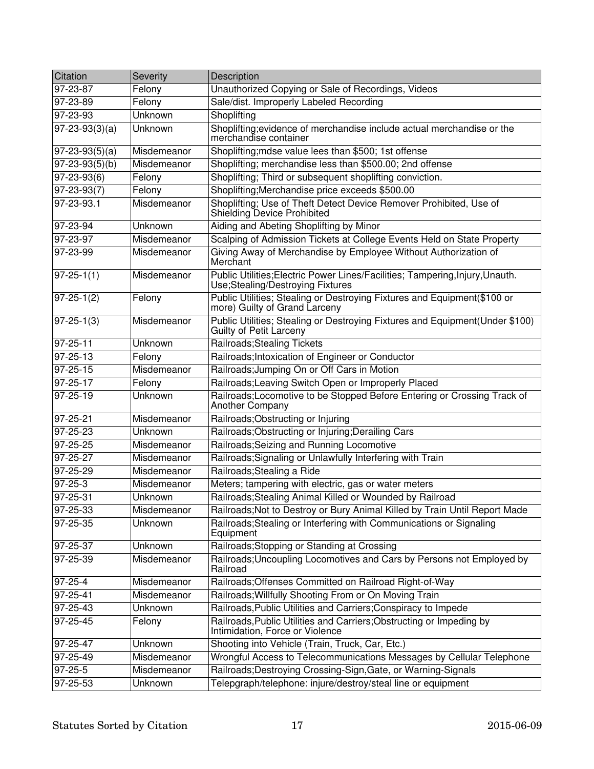| Citation | Severity | Description |
|---|---|---|
| 97-23-87 | Felony | Unauthorized Copying or Sale of Recordings, Videos |
| 97-23-89 | Felony | Sale/dist. Improperly Labeled Recording |
| 97-23-93 | Unknown | Shoplifting |
| 97-23-93(3)(a) | Unknown | Shoplifting;evidence of merchandise include actual merchandise or the merchandise container |
| 97-23-93(5)(a) | Misdemeanor | Shoplifting;mdse value lees than $500; 1st offense |
| 97-23-93(5)(b) | Misdemeanor | Shoplifting; merchandise less than $500.00; 2nd offense |
| 97-23-93(6) | Felony | Shoplifting; Third or subsequent shoplifting conviction. |
| 97-23-93(7) | Felony | Shoplifting;Merchandise price exceeds $500.00 |
| 97-23-93.1 | Misdemeanor | Shoplifting; Use of Theft Detect Device Remover Prohibited, Use of Shielding Device Prohibited |
| 97-23-94 | Unknown | Aiding and Abeting Shoplifting by Minor |
| 97-23-97 | Misdemeanor | Scalping of Admission Tickets at College Events Held on State Property |
| 97-23-99 | Misdemeanor | Giving Away of Merchandise by Employee Without Authorization of Merchant |
| 97-25-1(1) | Misdemeanor | Public Utilities;Electric Power Lines/Facilities; Tampering,Injury,Unauth. Use;Stealing/Destroying Fixtures |
| 97-25-1(2) | Felony | Public Utilities; Stealing or Destroying Fixtures and Equipment($100 or more) Guilty of Grand Larceny |
| 97-25-1(3) | Misdemeanor | Public Utilities; Stealing or Destroying Fixtures and Equipment(Under $100) Guilty of Petit Larceny |
| 97-25-11 | Unknown | Railroads;Stealing Tickets |
| 97-25-13 | Felony | Railroads;Intoxication of Engineer or Conductor |
| 97-25-15 | Misdemeanor | Railroads;Jumping On or Off Cars in Motion |
| 97-25-17 | Felony | Railroads;Leaving Switch Open or Improperly Placed |
| 97-25-19 | Unknown | Railroads;Locomotive to be Stopped Before Entering or Crossing Track of Another Company |
| 97-25-21 | Misdemeanor | Railroads;Obstructing or Injuring |
| 97-25-23 | Unknown | Railroads;Obstructing or Injuring;Derailing Cars |
| 97-25-25 | Misdemeanor | Railroads;Seizing and Running Locomotive |
| 97-25-27 | Misdemeanor | Railroads;Signaling or Unlawfully Interfering with Train |
| 97-25-29 | Misdemeanor | Railroads;Stealing a Ride |
| 97-25-3 | Misdemeanor | Meters; tampering with electric, gas or water meters |
| 97-25-31 | Unknown | Railroads;Stealing Animal Killed or Wounded by Railroad |
| 97-25-33 | Misdemeanor | Railroads;Not to Destroy or Bury Animal Killed by Train Until Report Made |
| 97-25-35 | Unknown | Railroads;Stealing or Interfering with Communications or Signaling Equipment |
| 97-25-37 | Unknown | Railroads;Stopping or Standing at Crossing |
| 97-25-39 | Misdemeanor | Railroads;Uncoupling Locomotives and Cars by Persons not Employed by Railroad |
| 97-25-4 | Misdemeanor | Railroads;Offenses Committed on Railroad Right-of-Way |
| 97-25-41 | Misdemeanor | Railroads;Willfully Shooting From or On Moving Train |
| 97-25-43 | Unknown | Railroads,Public Utilities and Carriers;Conspiracy to Impede |
| 97-25-45 | Felony | Railroads,Public Utilities and Carriers;Obstructing or Impeding by Intimidation, Force or Violence |
| 97-25-47 | Unknown | Shooting into Vehicle (Train, Truck, Car, Etc.) |
| 97-25-49 | Misdemeanor | Wrongful Access to Telecommunications Messages by Cellular Telephone |
| 97-25-5 | Misdemeanor | Railroads;Destroying Crossing-Sign,Gate, or Warning-Signals |
| 97-25-53 | Unknown | Telepgraph/telephone: injure/destroy/steal line or equipment |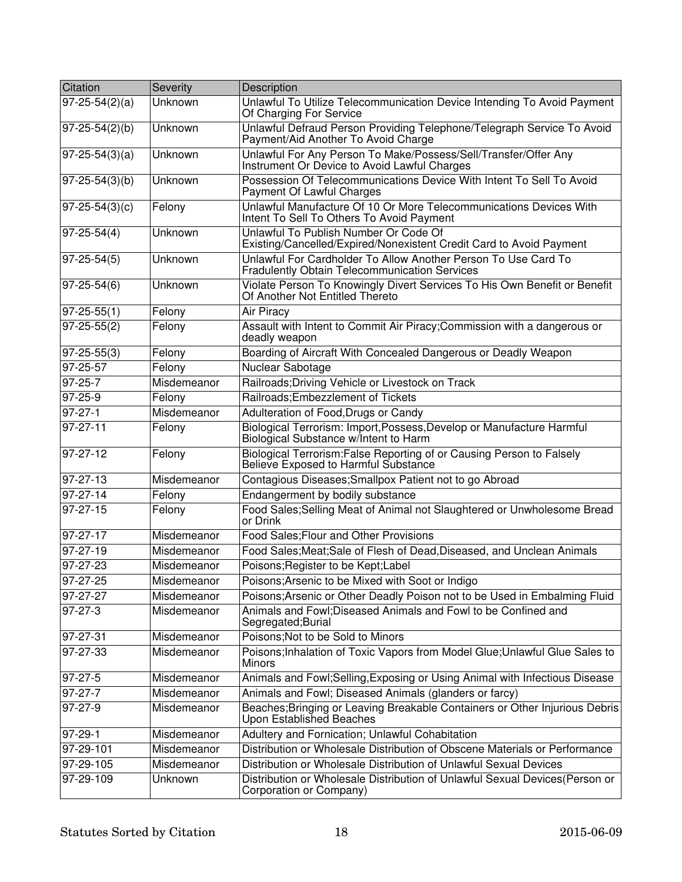| Citation | Severity | Description |
| --- | --- | --- |
| 97-25-54(2)(a) | Unknown | Unlawful To Utilize Telecommunication Device Intending To Avoid Payment Of Charging For Service |
| 97-25-54(2)(b) | Unknown | Unlawful Defraud Person Providing Telephone/Telegraph Service To Avoid Payment/Aid Another To Avoid Charge |
| 97-25-54(3)(a) | Unknown | Unlawful For Any Person To Make/Possess/Sell/Transfer/Offer Any Instrument Or Device to Avoid Lawful Charges |
| 97-25-54(3)(b) | Unknown | Possession Of Telecommunications Device With Intent To Sell To Avoid Payment Of Lawful Charges |
| 97-25-54(3)(c) | Felony | Unlawful Manufacture Of 10 Or More Telecommunications Devices With Intent To Sell To Others To Avoid Payment |
| 97-25-54(4) | Unknown | Unlawful To Publish Number Or Code Of Existing/Cancelled/Expired/Nonexistent Credit Card to Avoid Payment |
| 97-25-54(5) | Unknown | Unlawful For Cardholder To Allow Another Person To Use Card To Fradulently Obtain Telecommunication Services |
| 97-25-54(6) | Unknown | Violate Person To Knowingly Divert Services To His Own Benefit or Benefit Of Another Not Entitled Thereto |
| 97-25-55(1) | Felony | Air Piracy |
| 97-25-55(2) | Felony | Assault with Intent to Commit Air Piracy;Commission with a dangerous or deadly weapon |
| 97-25-55(3) | Felony | Boarding of Aircraft With Concealed Dangerous or Deadly Weapon |
| 97-25-57 | Felony | Nuclear Sabotage |
| 97-25-7 | Misdemeanor | Railroads;Driving Vehicle or Livestock on Track |
| 97-25-9 | Felony | Railroads;Embezzlement of Tickets |
| 97-27-1 | Misdemeanor | Adulteration of Food,Drugs or Candy |
| 97-27-11 | Felony | Biological Terrorism: Import,Possess,Develop or Manufacture Harmful Biological Substance w/Intent to Harm |
| 97-27-12 | Felony | Biological Terrorism:False Reporting of or Causing Person to Falsely Believe Exposed to Harmful Substance |
| 97-27-13 | Misdemeanor | Contagious Diseases;Smallpox Patient not to go Abroad |
| 97-27-14 | Felony | Endangerment by bodily substance |
| 97-27-15 | Felony | Food Sales;Selling Meat of Animal not Slaughtered or Unwholesome Bread or Drink |
| 97-27-17 | Misdemeanor | Food Sales;Flour and Other Provisions |
| 97-27-19 | Misdemeanor | Food Sales;Meat;Sale of Flesh of Dead,Diseased, and Unclean Animals |
| 97-27-23 | Misdemeanor | Poisons;Register to be Kept;Label |
| 97-27-25 | Misdemeanor | Poisons;Arsenic to be Mixed with Soot or Indigo |
| 97-27-27 | Misdemeanor | Poisons;Arsenic or Other Deadly Poison not to be Used in Embalming Fluid |
| 97-27-3 | Misdemeanor | Animals and Fowl;Diseased Animals and Fowl to be Confined and Segregated;Burial |
| 97-27-31 | Misdemeanor | Poisons;Not to be Sold to Minors |
| 97-27-33 | Misdemeanor | Poisons;Inhalation of Toxic Vapors from Model Glue;Unlawful Glue Sales to Minors |
| 97-27-5 | Misdemeanor | Animals and Fowl;Selling,Exposing or Using Animal with Infectious Disease |
| 97-27-7 | Misdemeanor | Animals and Fowl; Diseased Animals (glanders or farcy) |
| 97-27-9 | Misdemeanor | Beaches;Bringing or Leaving Breakable Containers or Other Injurious Debris Upon Established Beaches |
| 97-29-1 | Misdemeanor | Adultery and Fornication; Unlawful Cohabitation |
| 97-29-101 | Misdemeanor | Distribution or Wholesale Distribution of Obscene Materials or Performance |
| 97-29-105 | Misdemeanor | Distribution or Wholesale Distribution of Unlawful Sexual Devices |
| 97-29-109 | Unknown | Distribution or Wholesale Distribution of Unlawful Sexual Devices(Person or Corporation or Company) |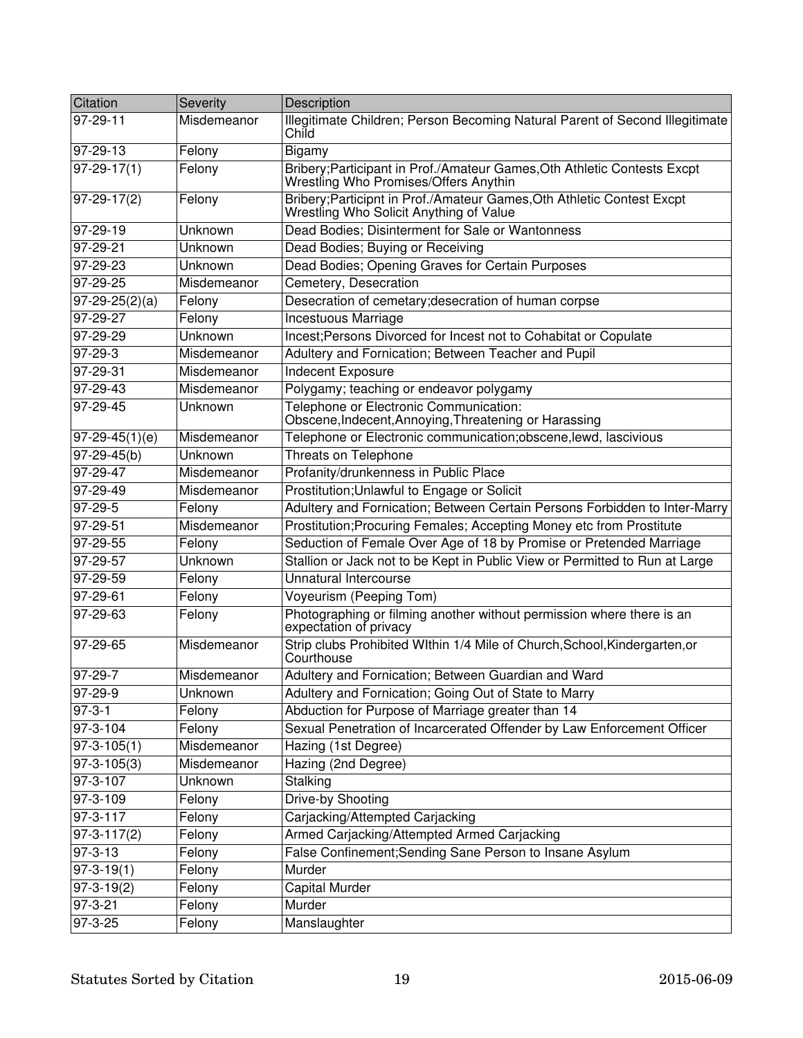| Citation | Severity | Description |
|---|---|---|
| 97-29-11 | Misdemeanor | Illegitimate Children; Person Becoming Natural Parent of Second Illegitimate Child |
| 97-29-13 | Felony | Bigamy |
| 97-29-17(1) | Felony | Bribery;Participant in Prof./Amateur Games,Oth Athletic Contests Excpt Wrestling Who Promises/Offers Anythin |
| 97-29-17(2) | Felony | Bribery;Participnt in Prof./Amateur Games,Oth Athletic Contest Excpt Wrestling Who Solicit Anything of Value |
| 97-29-19 | Unknown | Dead Bodies; Disinterment for Sale or Wantonness |
| 97-29-21 | Unknown | Dead Bodies; Buying or Receiving |
| 97-29-23 | Unknown | Dead Bodies; Opening Graves for Certain Purposes |
| 97-29-25 | Misdemeanor | Cemetery, Desecration |
| 97-29-25(2)(a) | Felony | Desecration of cemetary;desecration of human corpse |
| 97-29-27 | Felony | Incestuous Marriage |
| 97-29-29 | Unknown | Incest;Persons Divorced for Incest not to Cohabitat or Copulate |
| 97-29-3 | Misdemeanor | Adultery and Fornication; Between Teacher and Pupil |
| 97-29-31 | Misdemeanor | Indecent Exposure |
| 97-29-43 | Misdemeanor | Polygamy; teaching or endeavor polygamy |
| 97-29-45 | Unknown | Telephone or Electronic Communication: Obscene,Indecent,Annoying,Threatening or Harassing |
| 97-29-45(1)(e) | Misdemeanor | Telephone or Electronic communication;obscene,lewd, lascivious |
| 97-29-45(b) | Unknown | Threats on Telephone |
| 97-29-47 | Misdemeanor | Profanity/drunkenness in Public Place |
| 97-29-49 | Misdemeanor | Prostitution;Unlawful to Engage or Solicit |
| 97-29-5 | Felony | Adultery and Fornication; Between Certain Persons Forbidden to Inter-Marry |
| 97-29-51 | Misdemeanor | Prostitution;Procuring Females; Accepting Money etc from Prostitute |
| 97-29-55 | Felony | Seduction of Female Over Age of 18 by Promise or Pretended Marriage |
| 97-29-57 | Unknown | Stallion or Jack not to be Kept in Public View or Permitted to Run at Large |
| 97-29-59 | Felony | Unnatural Intercourse |
| 97-29-61 | Felony | Voyeurism (Peeping Tom) |
| 97-29-63 | Felony | Photographing or filming another without permission where there is an expectation of privacy |
| 97-29-65 | Misdemeanor | Strip clubs Prohibited WIthin 1/4 Mile of Church,School,Kindergarten,or Courthouse |
| 97-29-7 | Misdemeanor | Adultery and Fornication; Between Guardian and Ward |
| 97-29-9 | Unknown | Adultery and Fornication; Going Out of State to Marry |
| 97-3-1 | Felony | Abduction for Purpose of Marriage greater than 14 |
| 97-3-104 | Felony | Sexual Penetration of Incarcerated Offender by Law Enforcement Officer |
| 97-3-105(1) | Misdemeanor | Hazing (1st Degree) |
| 97-3-105(3) | Misdemeanor | Hazing (2nd Degree) |
| 97-3-107 | Unknown | Stalking |
| 97-3-109 | Felony | Drive-by Shooting |
| 97-3-117 | Felony | Carjacking/Attempted Carjacking |
| 97-3-117(2) | Felony | Armed Carjacking/Attempted Armed Carjacking |
| 97-3-13 | Felony | False Confinement;Sending Sane Person to Insane Asylum |
| 97-3-19(1) | Felony | Murder |
| 97-3-19(2) | Felony | Capital Murder |
| 97-3-21 | Felony | Murder |
| 97-3-25 | Felony | Manslaughter |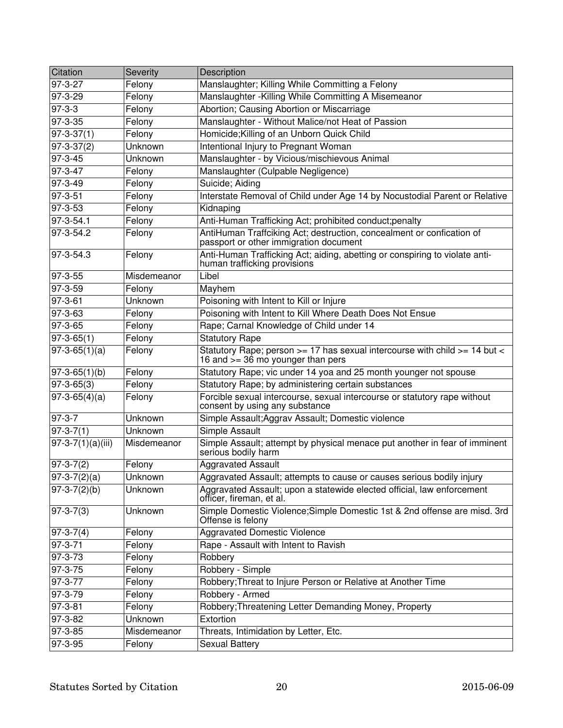| Citation | Severity | Description |
|---|---|---|
| 97-3-27 | Felony | Manslaughter; Killing While Committing a Felony |
| 97-3-29 | Felony | Manslaughter -Killing While Committing A Misemeanor |
| 97-3-3 | Felony | Abortion; Causing Abortion or Miscarriage |
| 97-3-35 | Felony | Manslaughter - Without Malice/not Heat of Passion |
| 97-3-37(1) | Felony | Homicide;Killing of an Unborn Quick Child |
| 97-3-37(2) | Unknown | Intentional Injury to Pregnant Woman |
| 97-3-45 | Unknown | Manslaughter - by Vicious/mischievous Animal |
| 97-3-47 | Felony | Manslaughter (Culpable Negligence) |
| 97-3-49 | Felony | Suicide; Aiding |
| 97-3-51 | Felony | Interstate Removal of Child under Age 14 by Nocustodial Parent or Relative |
| 97-3-53 | Felony | Kidnaping |
| 97-3-54.1 | Felony | Anti-Human Trafficking Act; prohibited conduct;penalty |
| 97-3-54.2 | Felony | AntiHuman Traffciking Act; destruction, concealment or confication of passport or other immigration document |
| 97-3-54.3 | Felony | Anti-Human Trafficking Act; aiding, abetting or conspiring to violate anti-human trafficking provisions |
| 97-3-55 | Misdemeanor | Libel |
| 97-3-59 | Felony | Mayhem |
| 97-3-61 | Unknown | Poisoning with Intent to Kill or Injure |
| 97-3-63 | Felony | Poisoning with Intent to Kill Where Death Does Not Ensue |
| 97-3-65 | Felony | Rape; Carnal Knowledge of Child under 14 |
| 97-3-65(1) | Felony | Statutory Rape |
| 97-3-65(1)(a) | Felony | Statutory Rape; person >= 17 has sexual intercourse with child >= 14 but < 16 and >= 36 mo younger than pers |
| 97-3-65(1)(b) | Felony | Statutory Rape; vic under 14 yoa and 25 month younger not spouse |
| 97-3-65(3) | Felony | Statutory Rape; by administering certain substances |
| 97-3-65(4)(a) | Felony | Forcible sexual intercourse, sexual intercourse or statutory rape without consent by using any substance |
| 97-3-7 | Unknown | Simple Assault;Aggrav Assault; Domestic violence |
| 97-3-7(1) | Unknown | Simple Assault |
| 97-3-7(1)(a)(iii) | Misdemeanor | Simple Assault; attempt by physical menace put another in fear of imminent serious bodily harm |
| 97-3-7(2) | Felony | Aggravated Assault |
| 97-3-7(2)(a) | Unknown | Aggravated Assault; attempts to cause or causes serious bodily injury |
| 97-3-7(2)(b) | Unknown | Aggravated Assault; upon a statewide elected official, law enforcement officer, fireman, et al. |
| 97-3-7(3) | Unknown | Simple Domestic Violence;Simple Domestic 1st & 2nd offense are misd. 3rd Offense is felony |
| 97-3-7(4) | Felony | Aggravated Domestic Violence |
| 97-3-71 | Felony | Rape - Assault with Intent to Ravish |
| 97-3-73 | Felony | Robbery |
| 97-3-75 | Felony | Robbery - Simple |
| 97-3-77 | Felony | Robbery;Threat to Injure Person or Relative at Another Time |
| 97-3-79 | Felony | Robbery - Armed |
| 97-3-81 | Felony | Robbery;Threatening Letter Demanding Money, Property |
| 97-3-82 | Unknown | Extortion |
| 97-3-85 | Misdemeanor | Threats, Intimidation by Letter, Etc. |
| 97-3-95 | Felony | Sexual Battery |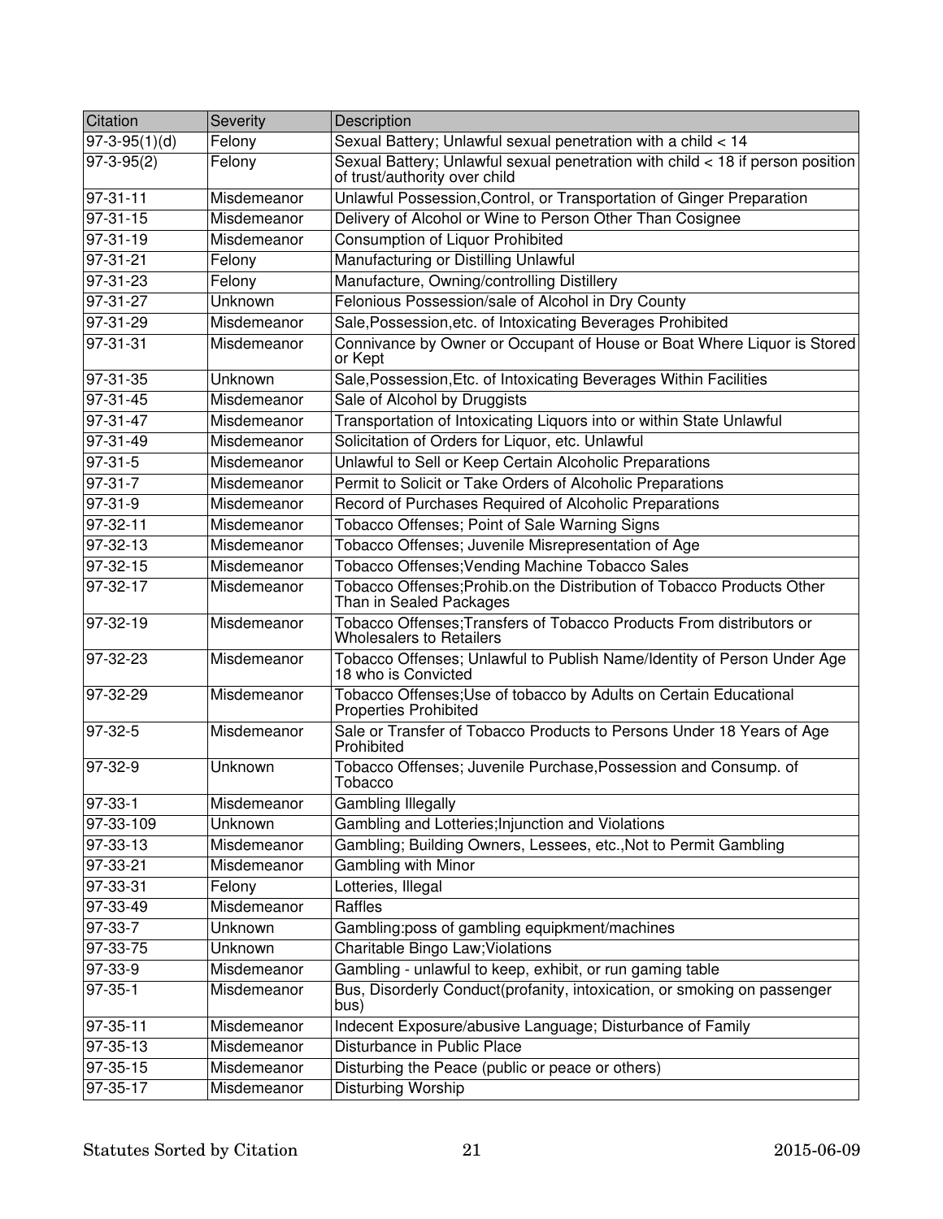| Citation | Severity | Description |
|---|---|---|
| 97-3-95(1)(d) | Felony | Sexual Battery; Unlawful sexual penetration with a child < 14 |
| 97-3-95(2) | Felony | Sexual Battery; Unlawful sexual penetration with child < 18 if person position of trust/authority over child |
| 97-31-11 | Misdemeanor | Unlawful Possession,Control, or Transportation of Ginger Preparation |
| 97-31-15 | Misdemeanor | Delivery of Alcohol or Wine to Person Other Than Cosignee |
| 97-31-19 | Misdemeanor | Consumption of Liquor Prohibited |
| 97-31-21 | Felony | Manufacturing or Distilling Unlawful |
| 97-31-23 | Felony | Manufacture, Owning/controlling Distillery |
| 97-31-27 | Unknown | Felonious Possession/sale of Alcohol in Dry County |
| 97-31-29 | Misdemeanor | Sale,Possession,etc. of Intoxicating Beverages Prohibited |
| 97-31-31 | Misdemeanor | Connivance by Owner or Occupant of House or Boat Where Liquor is Stored or Kept |
| 97-31-35 | Unknown | Sale,Possession,Etc. of Intoxicating Beverages Within Facilities |
| 97-31-45 | Misdemeanor | Sale of Alcohol by Druggists |
| 97-31-47 | Misdemeanor | Transportation of Intoxicating Liquors into or within State Unlawful |
| 97-31-49 | Misdemeanor | Solicitation of Orders for Liquor, etc. Unlawful |
| 97-31-5 | Misdemeanor | Unlawful to Sell or Keep Certain Alcoholic Preparations |
| 97-31-7 | Misdemeanor | Permit to Solicit or Take Orders of Alcoholic Preparations |
| 97-31-9 | Misdemeanor | Record of Purchases Required of Alcoholic Preparations |
| 97-32-11 | Misdemeanor | Tobacco Offenses; Point of Sale Warning Signs |
| 97-32-13 | Misdemeanor | Tobacco Offenses; Juvenile Misrepresentation of Age |
| 97-32-15 | Misdemeanor | Tobacco Offenses;Vending Machine Tobacco Sales |
| 97-32-17 | Misdemeanor | Tobacco Offenses;Prohib.on the Distribution of Tobacco Products Other Than in Sealed Packages |
| 97-32-19 | Misdemeanor | Tobacco Offenses;Transfers of Tobacco Products From distributors or Wholesalers to Retailers |
| 97-32-23 | Misdemeanor | Tobacco Offenses; Unlawful to Publish Name/Identity of Person Under Age 18 who is Convicted |
| 97-32-29 | Misdemeanor | Tobacco Offenses;Use of tobacco by Adults on Certain Educational Properties Prohibited |
| 97-32-5 | Misdemeanor | Sale or Transfer of Tobacco Products to Persons Under 18 Years of Age Prohibited |
| 97-32-9 | Unknown | Tobacco Offenses; Juvenile Purchase,Possession and Consump. of Tobacco |
| 97-33-1 | Misdemeanor | Gambling Illegally |
| 97-33-109 | Unknown | Gambling and Lotteries;Injunction and Violations |
| 97-33-13 | Misdemeanor | Gambling; Building Owners, Lessees, etc.,Not to Permit Gambling |
| 97-33-21 | Misdemeanor | Gambling with Minor |
| 97-33-31 | Felony | Lotteries, Illegal |
| 97-33-49 | Misdemeanor | Raffles |
| 97-33-7 | Unknown | Gambling:poss of gambling equipkment/machines |
| 97-33-75 | Unknown | Charitable Bingo Law;Violations |
| 97-33-9 | Misdemeanor | Gambling - unlawful to keep, exhibit, or run gaming table |
| 97-35-1 | Misdemeanor | Bus, Disorderly Conduct(profanity, intoxication, or smoking on passenger bus) |
| 97-35-11 | Misdemeanor | Indecent Exposure/abusive Language; Disturbance of Family |
| 97-35-13 | Misdemeanor | Disturbance in Public Place |
| 97-35-15 | Misdemeanor | Disturbing the Peace (public or peace or others) |
| 97-35-17 | Misdemeanor | Disturbing Worship |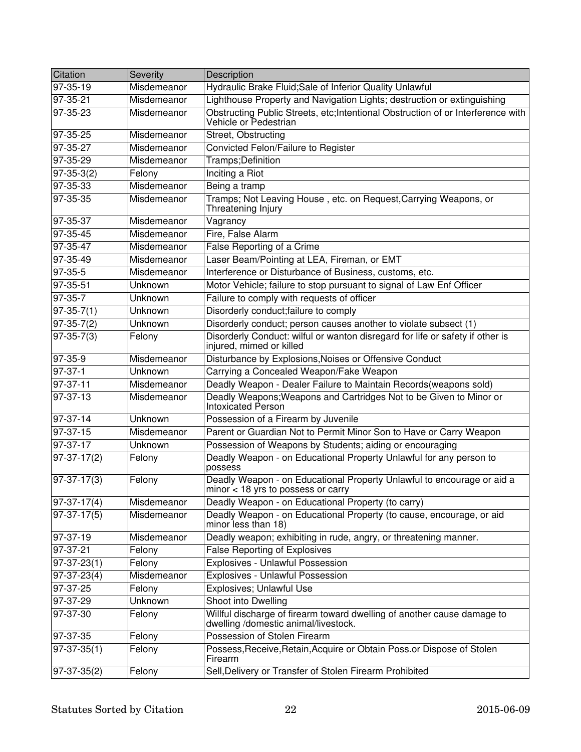| Citation | Severity | Description |
| --- | --- | --- |
| 97-35-19 | Misdemeanor | Hydraulic Brake Fluid;Sale of Inferior Quality Unlawful |
| 97-35-21 | Misdemeanor | Lighthouse Property and Navigation Lights; destruction or extinguishing |
| 97-35-23 | Misdemeanor | Obstructing Public Streets, etc;Intentional Obstruction of or Interference with Vehicle or Pedestrian |
| 97-35-25 | Misdemeanor | Street, Obstructing |
| 97-35-27 | Misdemeanor | Convicted Felon/Failure to Register |
| 97-35-29 | Misdemeanor | Tramps;Definition |
| 97-35-3(2) | Felony | Inciting a Riot |
| 97-35-33 | Misdemeanor | Being a tramp |
| 97-35-35 | Misdemeanor | Tramps; Not Leaving House , etc. on Request,Carrying Weapons, or Threatening Injury |
| 97-35-37 | Misdemeanor | Vagrancy |
| 97-35-45 | Misdemeanor | Fire, False Alarm |
| 97-35-47 | Misdemeanor | False Reporting of a Crime |
| 97-35-49 | Misdemeanor | Laser Beam/Pointing at LEA, Fireman, or EMT |
| 97-35-5 | Misdemeanor | Interference or Disturbance of Business, customs, etc. |
| 97-35-51 | Unknown | Motor Vehicle; failure to stop pursuant to signal of Law Enf Officer |
| 97-35-7 | Unknown | Failure to comply with requests of officer |
| 97-35-7(1) | Unknown | Disorderly conduct;failure to comply |
| 97-35-7(2) | Unknown | Disorderly conduct; person causes another to violate subsect (1) |
| 97-35-7(3) | Felony | Disorderly Conduct: wilful or wanton disregard for life or safety if other is injured, mimed or killed |
| 97-35-9 | Misdemeanor | Disturbance by Explosions,Noises or Offensive Conduct |
| 97-37-1 | Unknown | Carrying a Concealed Weapon/Fake Weapon |
| 97-37-11 | Misdemeanor | Deadly Weapon - Dealer Failure to Maintain Records(weapons sold) |
| 97-37-13 | Misdemeanor | Deadly Weapons;Weapons and Cartridges Not to be Given to Minor or Intoxicated Person |
| 97-37-14 | Unknown | Possession of a Firearm by Juvenile |
| 97-37-15 | Misdemeanor | Parent or Guardian Not to Permit Minor Son to Have or Carry Weapon |
| 97-37-17 | Unknown | Possession of Weapons by Students; aiding or encouraging |
| 97-37-17(2) | Felony | Deadly Weapon - on Educational Property Unlawful for any person to possess |
| 97-37-17(3) | Felony | Deadly Weapon - on Educational Property Unlawful to encourage or aid a minor < 18 yrs to possess or carry |
| 97-37-17(4) | Misdemeanor | Deadly Weapon - on Educational Property (to carry) |
| 97-37-17(5) | Misdemeanor | Deadly Weapon - on Educational Property (to cause, encourage, or aid minor less than 18) |
| 97-37-19 | Misdemeanor | Deadly weapon; exhibiting in rude, angry, or threatening manner. |
| 97-37-21 | Felony | False Reporting of Explosives |
| 97-37-23(1) | Felony | Explosives - Unlawful Possession |
| 97-37-23(4) | Misdemeanor | Explosives - Unlawful Possession |
| 97-37-25 | Felony | Explosives; Unlawful Use |
| 97-37-29 | Unknown | Shoot into Dwelling |
| 97-37-30 | Felony | Willful discharge of firearm toward dwelling of another cause damage to dwelling /domestic animal/livestock. |
| 97-37-35 | Felony | Possession of Stolen Firearm |
| 97-37-35(1) | Felony | Possess,Receive,Retain,Acquire or Obtain Poss.or Dispose of Stolen Firearm |
| 97-37-35(2) | Felony | Sell,Delivery or Transfer of Stolen Firearm Prohibited |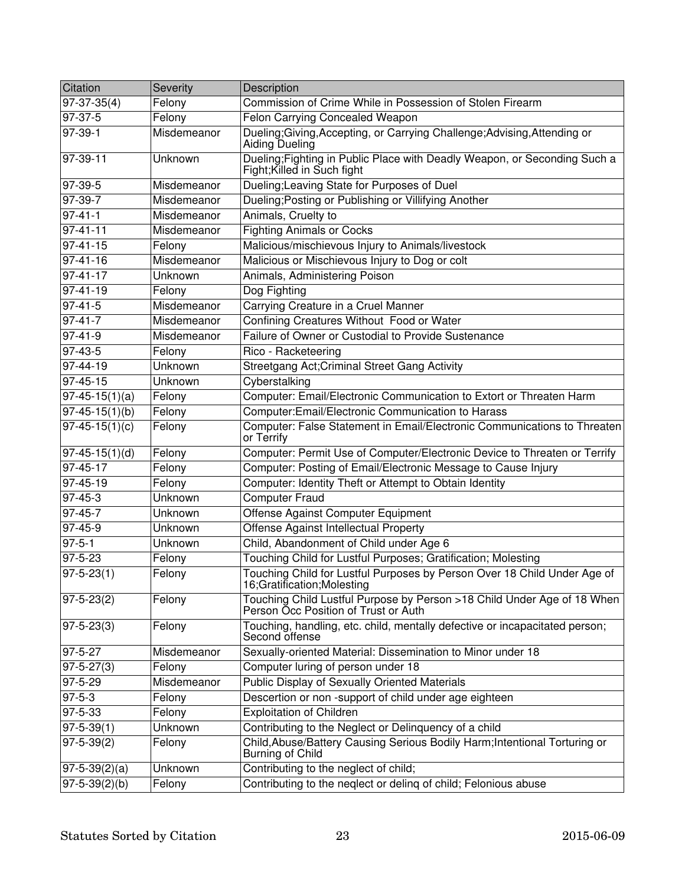| Citation | Severity | Description |
|---|---|---|
| 97-37-35(4) | Felony | Commission of Crime While in Possession of Stolen Firearm |
| 97-37-5 | Felony | Felon Carrying Concealed Weapon |
| 97-39-1 | Misdemeanor | Dueling;Giving,Accepting, or Carrying Challenge;Advising,Attending or Aiding Dueling |
| 97-39-11 | Unknown | Dueling;Fighting in Public Place with Deadly Weapon, or Seconding Such a Fight;Killed in Such fight |
| 97-39-5 | Misdemeanor | Dueling;Leaving State for Purposes of Duel |
| 97-39-7 | Misdemeanor | Dueling;Posting or Publishing or Villifying Another |
| 97-41-1 | Misdemeanor | Animals, Cruelty to |
| 97-41-11 | Misdemeanor | Fighting Animals or Cocks |
| 97-41-15 | Felony | Malicious/mischievous Injury to Animals/livestock |
| 97-41-16 | Misdemeanor | Malicious or Mischievous Injury to Dog or colt |
| 97-41-17 | Unknown | Animals, Administering Poison |
| 97-41-19 | Felony | Dog Fighting |
| 97-41-5 | Misdemeanor | Carrying Creature in a Cruel Manner |
| 97-41-7 | Misdemeanor | Confining Creatures Without Food or Water |
| 97-41-9 | Misdemeanor | Failure of Owner or Custodial to Provide Sustenance |
| 97-43-5 | Felony | Rico - Racketeering |
| 97-44-19 | Unknown | Streetgang Act;Criminal Street Gang Activity |
| 97-45-15 | Unknown | Cyberstalking |
| 97-45-15(1)(a) | Felony | Computer: Email/Electronic Communication to Extort or Threaten Harm |
| 97-45-15(1)(b) | Felony | Computer:Email/Electronic Communication to Harass |
| 97-45-15(1)(c) | Felony | Computer: False Statement in Email/Electronic Communications to Threaten or Terrify |
| 97-45-15(1)(d) | Felony | Computer: Permit Use of Computer/Electronic Device to Threaten or Terrify |
| 97-45-17 | Felony | Computer: Posting of Email/Electronic Message to Cause Injury |
| 97-45-19 | Felony | Computer: Identity Theft or Attempt to Obtain Identity |
| 97-45-3 | Unknown | Computer Fraud |
| 97-45-7 | Unknown | Offense Against Computer Equipment |
| 97-45-9 | Unknown | Offense Against Intellectual Property |
| 97-5-1 | Unknown | Child, Abandonment of Child under Age 6 |
| 97-5-23 | Felony | Touching Child for Lustful Purposes; Gratification; Molesting |
| 97-5-23(1) | Felony | Touching Child for Lustful Purposes by Person Over 18 Child Under Age of 16;Gratification;Molesting |
| 97-5-23(2) | Felony | Touching Child Lustful Purpose by Person >18 Child Under Age of 18 When Person Occ Position of Trust or Auth |
| 97-5-23(3) | Felony | Touching, handling, etc. child, mentally defective or incapacitated person; Second offense |
| 97-5-27 | Misdemeanor | Sexually-oriented Material: Dissemination to Minor under 18 |
| 97-5-27(3) | Felony | Computer luring of person under 18 |
| 97-5-29 | Misdemeanor | Public Display of Sexually Oriented Materials |
| 97-5-3 | Felony | Descertion or non -support of child under age eighteen |
| 97-5-33 | Felony | Exploitation of Children |
| 97-5-39(1) | Unknown | Contributing to the Neglect or Delinquency of a child |
| 97-5-39(2) | Felony | Child,Abuse/Battery Causing Serious Bodily Harm;Intentional Torturing or Burning of Child |
| 97-5-39(2)(a) | Unknown | Contributing to the neglect of child; |
| 97-5-39(2)(b) | Felony | Contributing to the neqlect or delinq of child; Felonious abuse |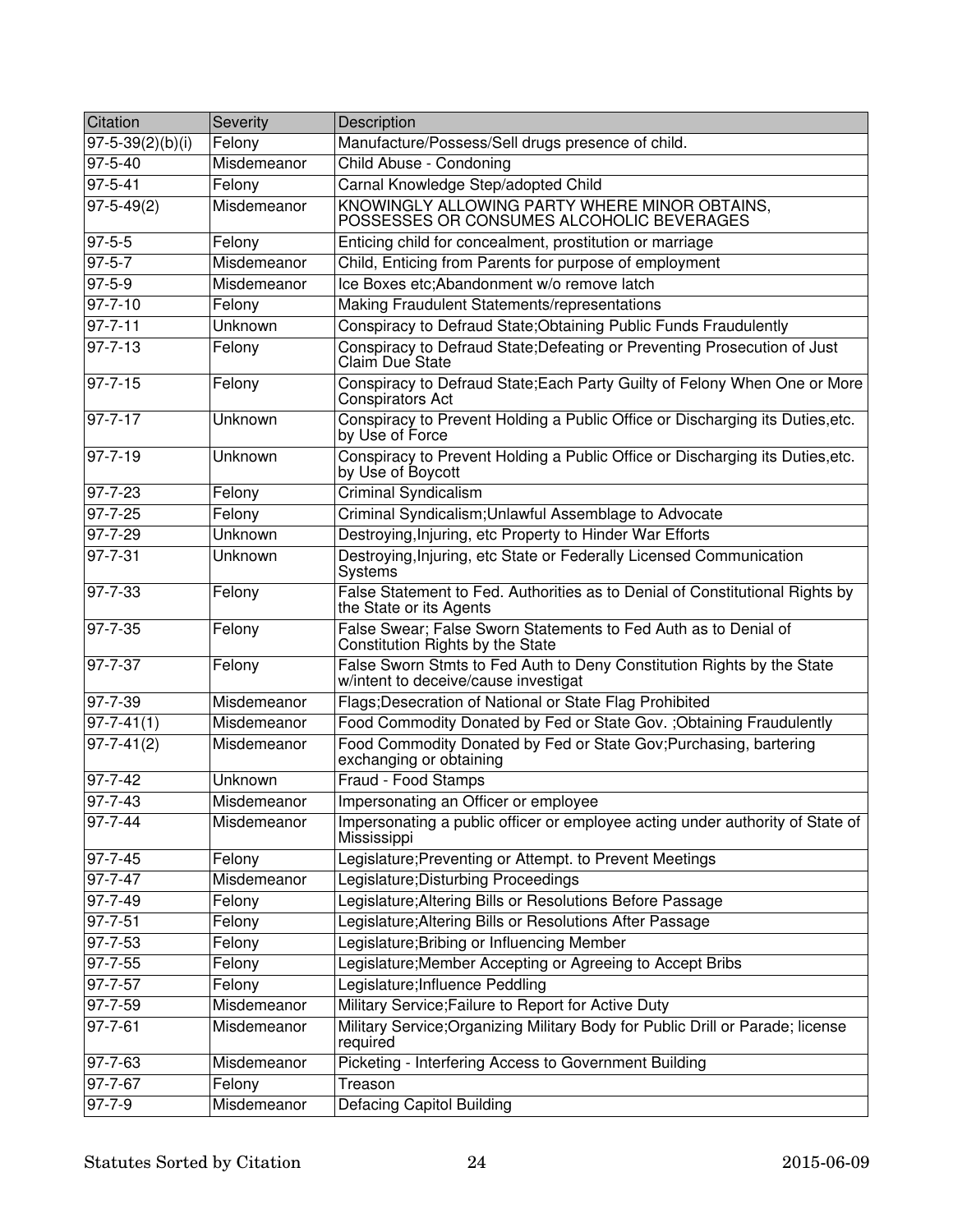| Citation | Severity | Description |
| --- | --- | --- |
| 97-5-39(2)(b)(i) | Felony | Manufacture/Possess/Sell drugs presence of child. |
| 97-5-40 | Misdemeanor | Child Abuse - Condoning |
| 97-5-41 | Felony | Carnal Knowledge Step/adopted Child |
| 97-5-49(2) | Misdemeanor | KNOWINGLY ALLOWING PARTY WHERE MINOR OBTAINS, POSSESSES OR CONSUMES ALCOHOLIC BEVERAGES |
| 97-5-5 | Felony | Enticing child for concealment, prostitution or marriage |
| 97-5-7 | Misdemeanor | Child, Enticing from Parents for purpose of employment |
| 97-5-9 | Misdemeanor | Ice Boxes etc;Abandonment w/o remove latch |
| 97-7-10 | Felony | Making Fraudulent Statements/representations |
| 97-7-11 | Unknown | Conspiracy to Defraud State;Obtaining Public Funds Fraudulently |
| 97-7-13 | Felony | Conspiracy to Defraud State;Defeating or Preventing Prosecution of Just Claim Due State |
| 97-7-15 | Felony | Conspiracy to Defraud State;Each Party Guilty of Felony When One or More Conspirators Act |
| 97-7-17 | Unknown | Conspiracy to Prevent Holding a Public Office or Discharging its Duties,etc. by Use of Force |
| 97-7-19 | Unknown | Conspiracy to Prevent Holding a Public Office or Discharging its Duties,etc. by Use of Boycott |
| 97-7-23 | Felony | Criminal Syndicalism |
| 97-7-25 | Felony | Criminal Syndicalism;Unlawful Assemblage to Advocate |
| 97-7-29 | Unknown | Destroying,Injuring, etc Property to Hinder War Efforts |
| 97-7-31 | Unknown | Destroying,Injuring, etc State or Federally Licensed Communication Systems |
| 97-7-33 | Felony | False Statement to Fed. Authorities as to Denial of Constitutional Rights by the State or its Agents |
| 97-7-35 | Felony | False Swear; False Sworn Statements to Fed Auth as to Denial of Constitution Rights by the State |
| 97-7-37 | Felony | False Sworn Stmts to Fed Auth to Deny Constitution Rights by the State w/intent to deceive/cause investigat |
| 97-7-39 | Misdemeanor | Flags;Desecration of National or State Flag Prohibited |
| 97-7-41(1) | Misdemeanor | Food Commodity Donated by Fed or State Gov. ;Obtaining Fraudulently |
| 97-7-41(2) | Misdemeanor | Food Commodity Donated by Fed or State Gov;Purchasing, bartering exchanging or obtaining |
| 97-7-42 | Unknown | Fraud - Food Stamps |
| 97-7-43 | Misdemeanor | Impersonating an Officer or employee |
| 97-7-44 | Misdemeanor | Impersonating a public officer or employee acting under authority of State of Mississippi |
| 97-7-45 | Felony | Legislature;Preventing or Attempt. to Prevent Meetings |
| 97-7-47 | Misdemeanor | Legislature;Disturbing Proceedings |
| 97-7-49 | Felony | Legislature;Altering Bills or Resolutions Before Passage |
| 97-7-51 | Felony | Legislature;Altering Bills or Resolutions After Passage |
| 97-7-53 | Felony | Legislature;Bribing or Influencing Member |
| 97-7-55 | Felony | Legislature;Member Accepting or Agreeing to Accept Bribs |
| 97-7-57 | Felony | Legislature;Influence Peddling |
| 97-7-59 | Misdemeanor | Military Service;Failure to Report for Active Duty |
| 97-7-61 | Misdemeanor | Military Service;Organizing Military Body for Public Drill or Parade; license required |
| 97-7-63 | Misdemeanor | Picketing - Interfering Access to Government Building |
| 97-7-67 | Felony | Treason |
| 97-7-9 | Misdemeanor | Defacing Capitol Building |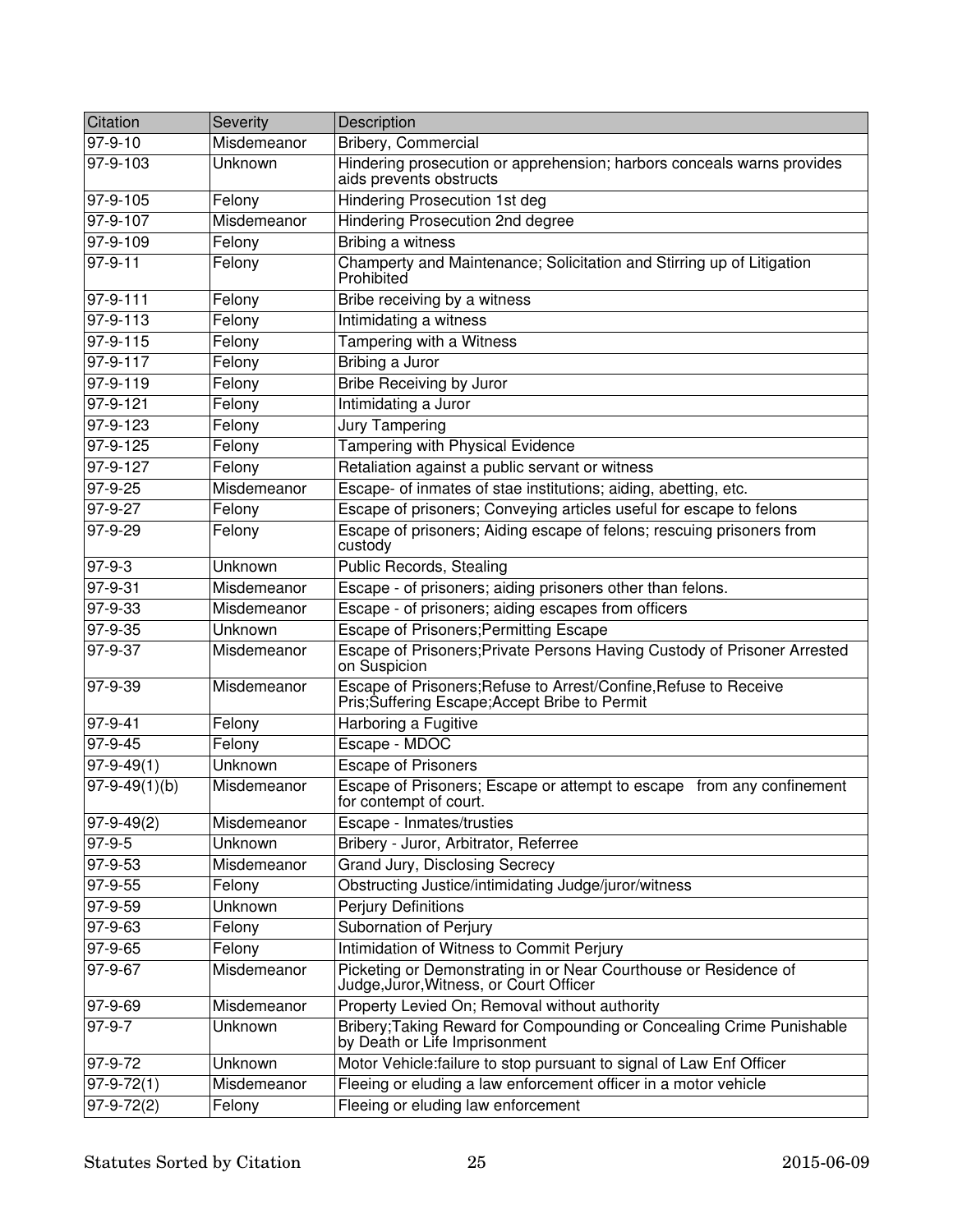| Citation | Severity | Description |
| --- | --- | --- |
| 97-9-10 | Misdemeanor | Bribery, Commercial |
| 97-9-103 | Unknown | Hindering prosecution or apprehension; harbors conceals warns provides aids prevents obstructs |
| 97-9-105 | Felony | Hindering Prosecution 1st deg |
| 97-9-107 | Misdemeanor | Hindering Prosecution 2nd degree |
| 97-9-109 | Felony | Bribing a witness |
| 97-9-11 | Felony | Champerty and Maintenance; Solicitation and Stirring up of Litigation Prohibited |
| 97-9-111 | Felony | Bribe receiving by a witness |
| 97-9-113 | Felony | Intimidating a witness |
| 97-9-115 | Felony | Tampering with a Witness |
| 97-9-117 | Felony | Bribing a Juror |
| 97-9-119 | Felony | Bribe Receiving by Juror |
| 97-9-121 | Felony | Intimidating a Juror |
| 97-9-123 | Felony | Jury Tampering |
| 97-9-125 | Felony | Tampering with Physical Evidence |
| 97-9-127 | Felony | Retaliation against a public servant or witness |
| 97-9-25 | Misdemeanor | Escape- of inmates of stae institutions; aiding, abetting, etc. |
| 97-9-27 | Felony | Escape of prisoners; Conveying articles useful for escape to felons |
| 97-9-29 | Felony | Escape of prisoners; Aiding escape of felons; rescuing prisoners from custody |
| 97-9-3 | Unknown | Public Records, Stealing |
| 97-9-31 | Misdemeanor | Escape - of prisoners; aiding prisoners other than felons. |
| 97-9-33 | Misdemeanor | Escape - of prisoners; aiding escapes from officers |
| 97-9-35 | Unknown | Escape of Prisoners;Permitting Escape |
| 97-9-37 | Misdemeanor | Escape of Prisoners;Private Persons Having Custody of Prisoner Arrested on Suspicion |
| 97-9-39 | Misdemeanor | Escape of Prisoners;Refuse to Arrest/Confine,Refuse to Receive Pris;Suffering Escape;Accept Bribe to Permit |
| 97-9-41 | Felony | Harboring a Fugitive |
| 97-9-45 | Felony | Escape - MDOC |
| 97-9-49(1) | Unknown | Escape of Prisoners |
| 97-9-49(1)(b) | Misdemeanor | Escape of Prisoners; Escape or attempt to escape from any confinement for contempt of court. |
| 97-9-49(2) | Misdemeanor | Escape - Inmates/trusties |
| 97-9-5 | Unknown | Bribery - Juror, Arbitrator, Referree |
| 97-9-53 | Misdemeanor | Grand Jury, Disclosing Secrecy |
| 97-9-55 | Felony | Obstructing Justice/intimidating Judge/juror/witness |
| 97-9-59 | Unknown | Perjury Definitions |
| 97-9-63 | Felony | Subornation of Perjury |
| 97-9-65 | Felony | Intimidation of Witness to Commit Perjury |
| 97-9-67 | Misdemeanor | Picketing or Demonstrating in or Near Courthouse or Residence of Judge,Juror,Witness, or Court Officer |
| 97-9-69 | Misdemeanor | Property Levied On; Removal without authority |
| 97-9-7 | Unknown | Bribery;Taking Reward for Compounding or Concealing Crime Punishable by Death or Life Imprisonment |
| 97-9-72 | Unknown | Motor Vehicle:failure to stop pursuant to signal of Law Enf Officer |
| 97-9-72(1) | Misdemeanor | Fleeing or eluding a law enforcement officer in a motor vehicle |
| 97-9-72(2) | Felony | Fleeing or eluding law enforcement |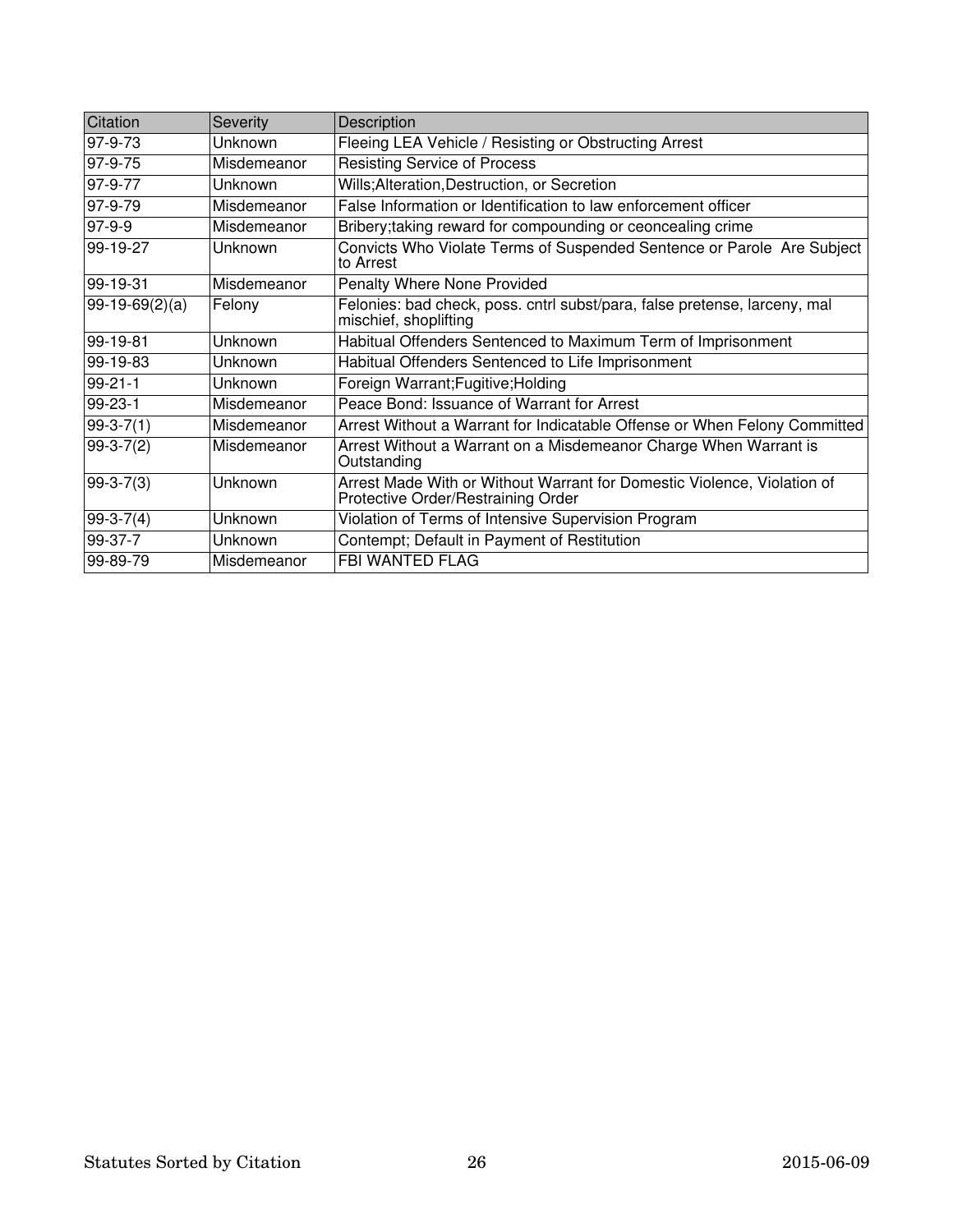| Citation | Severity | Description |
|---|---|---|
| 97-9-73 | Unknown | Fleeing LEA Vehicle / Resisting or Obstructing Arrest |
| 97-9-75 | Misdemeanor | Resisting Service of Process |
| 97-9-77 | Unknown | Wills;Alteration,Destruction, or Secretion |
| 97-9-79 | Misdemeanor | False Information or Identification to law enforcement officer |
| 97-9-9 | Misdemeanor | Bribery;taking reward for compounding or ceoncealing crime |
| 99-19-27 | Unknown | Convicts Who Violate Terms of Suspended Sentence or Parole Are Subject to Arrest |
| 99-19-31 | Misdemeanor | Penalty Where None Provided |
| 99-19-69(2)(a) | Felony | Felonies: bad check, poss. cntrl subst/para, false pretense, larceny, mal mischief, shoplifting |
| 99-19-81 | Unknown | Habitual Offenders Sentenced to Maximum Term of Imprisonment |
| 99-19-83 | Unknown | Habitual Offenders Sentenced to Life Imprisonment |
| 99-21-1 | Unknown | Foreign Warrant;Fugitive;Holding |
| 99-23-1 | Misdemeanor | Peace Bond: Issuance of Warrant for Arrest |
| 99-3-7(1) | Misdemeanor | Arrest Without a Warrant for Indicatable Offense or When Felony Committed |
| 99-3-7(2) | Misdemeanor | Arrest Without a Warrant on a Misdemeanor Charge When Warrant is Outstanding |
| 99-3-7(3) | Unknown | Arrest Made With or Without Warrant for Domestic Violence, Violation of Protective Order/Restraining Order |
| 99-3-7(4) | Unknown | Violation of Terms of Intensive Supervision Program |
| 99-37-7 | Unknown | Contempt; Default in Payment of Restitution |
| 99-89-79 | Misdemeanor | FBI WANTED FLAG |